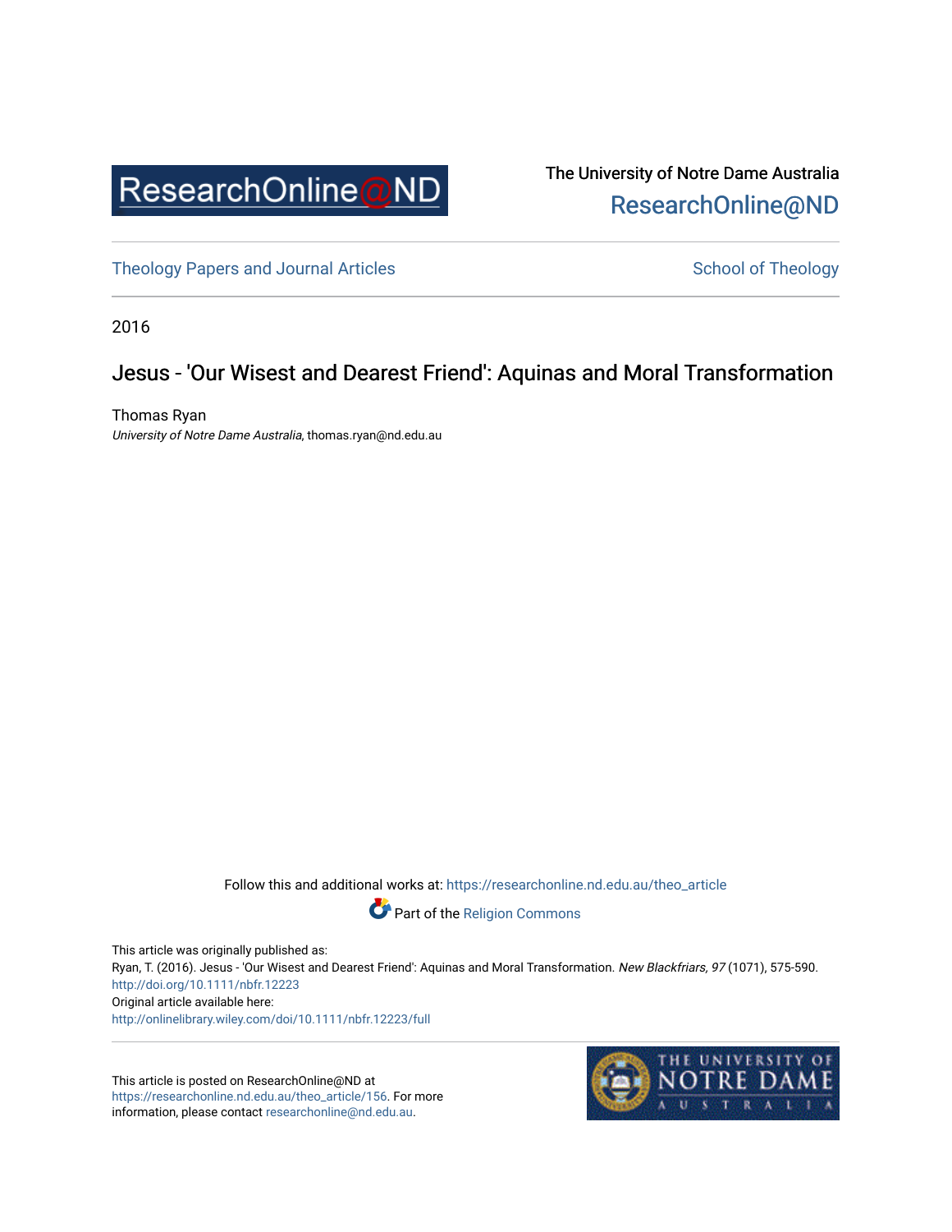ResearchOnline@ND

The University of Notre Dame Australia
ResearchOnline@ND

Theology Papers and Journal Articles

School of Theology

2016

# Jesus - 'Our Wisest and Dearest Friend': Aquinas and Moral Transformation

Thomas Ryan
*University of Notre Dame Australia*, thomas.ryan@nd.edu.au

Follow this and additional works at: https://researchonline.nd.edu.au/theo_article

Part of the Religion Commons

This article was originally published as:
Ryan, T. (2016). Jesus - 'Our Wisest and Dearest Friend': Aquinas and Moral Transformation. *New Blackfriars, 97* (1071), 575-590.
http://doi.org/10.1111/nbfr.12223
Original article available here:
http://onlinelibrary.wiley.com/doi/10.1111/nbfr.12223/full

This article is posted on ResearchOnline@ND at https://researchonline.nd.edu.au/theo_article/156. For more information, please contact researchonline@nd.edu.au.

THE UNIVERSITY OF NOTRE DAME AUSTRALIA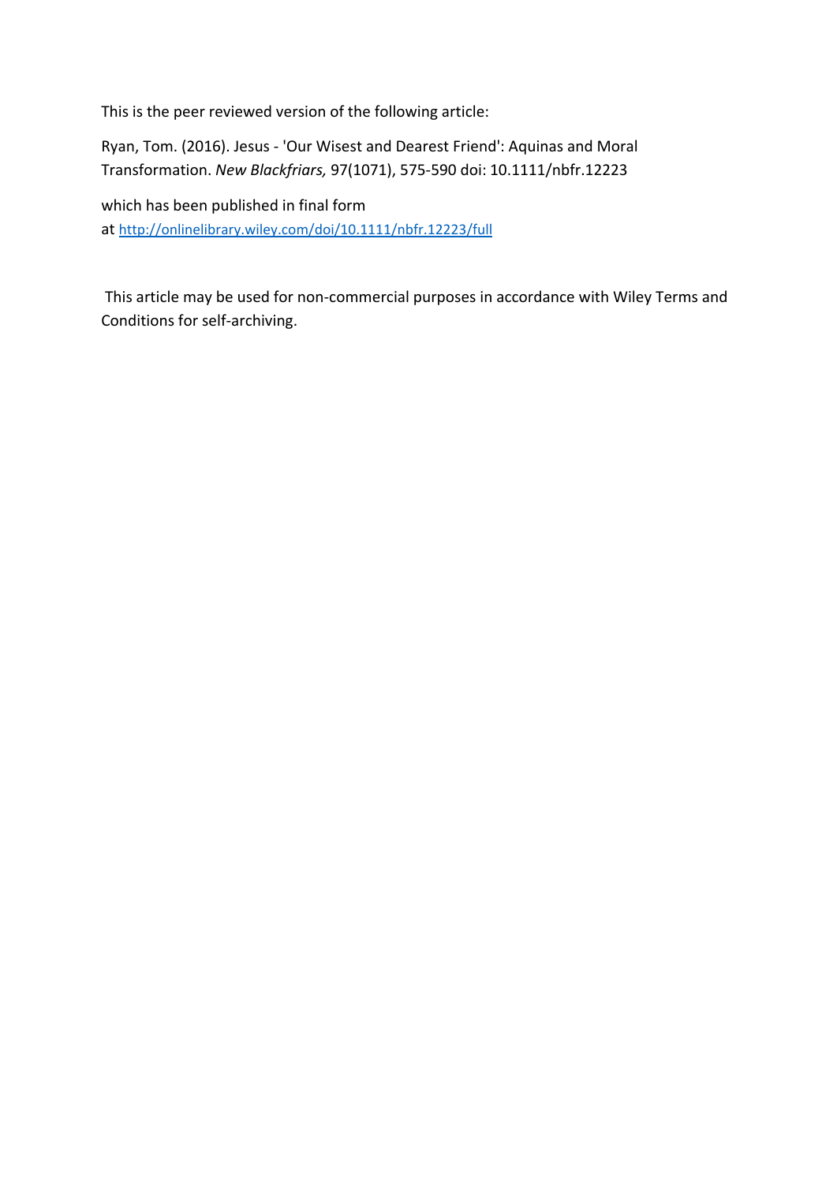This is the peer reviewed version of the following article:

Ryan, Tom. (2016). Jesus - 'Our Wisest and Dearest Friend': Aquinas and Moral Transformation. *New Blackfriars,* 97(1071), 575-590 doi: 10.1111/nbfr.12223

which has been published in final form at [http://onlinelibrary.wiley.com/doi/10.1111/nbfr.12223/full](http://onlinelibrary.wiley.com/doi/10.1111/nbfr.12223/full)

This article may be used for non-commercial purposes in accordance with Wiley Terms and Conditions for self-archiving.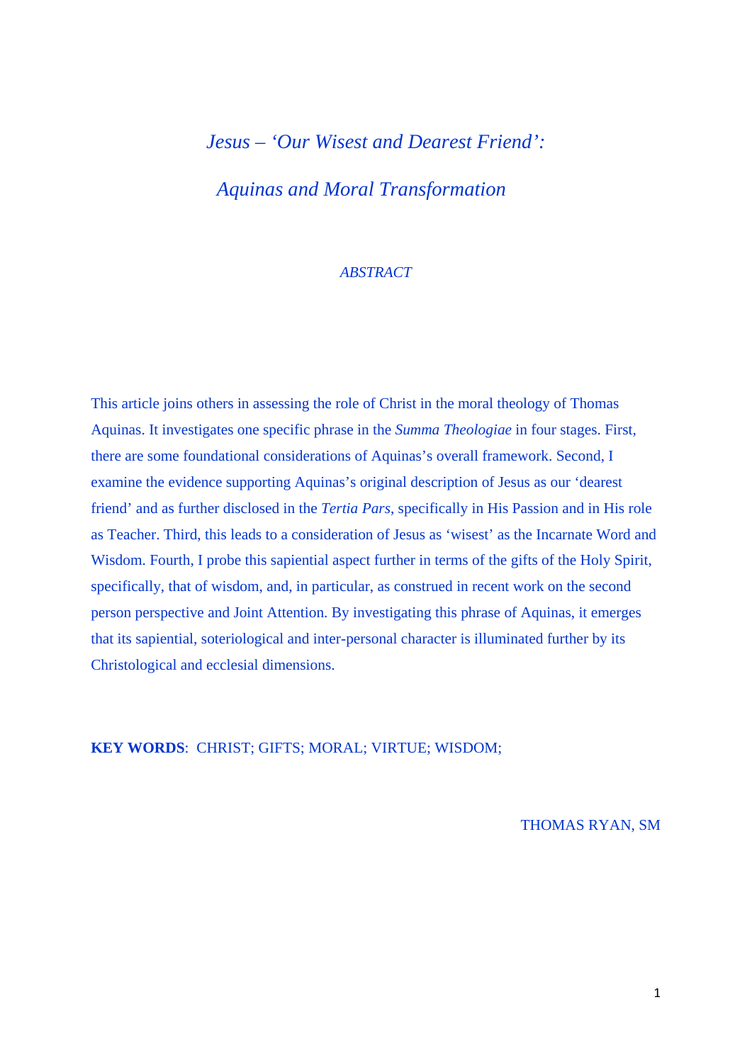# *Jesus – 'Our Wisest and Dearest Friend':*

# *Aquinas and Moral Transformation*

*ABSTRACT*

This article joins others in assessing the role of Christ in the moral theology of Thomas Aquinas. It investigates one specific phrase in the *Summa Theologiae* in four stages. First, there are some foundational considerations of Aquinas's overall framework. Second, I examine the evidence supporting Aquinas's original description of Jesus as our 'dearest friend' and as further disclosed in the *Tertia Pars*, specifically in His Passion and in His role as Teacher. Third, this leads to a consideration of Jesus as 'wisest' as the Incarnate Word and Wisdom. Fourth, I probe this sapiential aspect further in terms of the gifts of the Holy Spirit, specifically, that of wisdom, and, in particular, as construed in recent work on the second person perspective and Joint Attention. By investigating this phrase of Aquinas, it emerges that its sapiential, soteriological and inter-personal character is illuminated further by its Christological and ecclesial dimensions.

**KEY WORDS**: CHRIST; GIFTS; MORAL; VIRTUE; WISDOM;

THOMAS RYAN, SM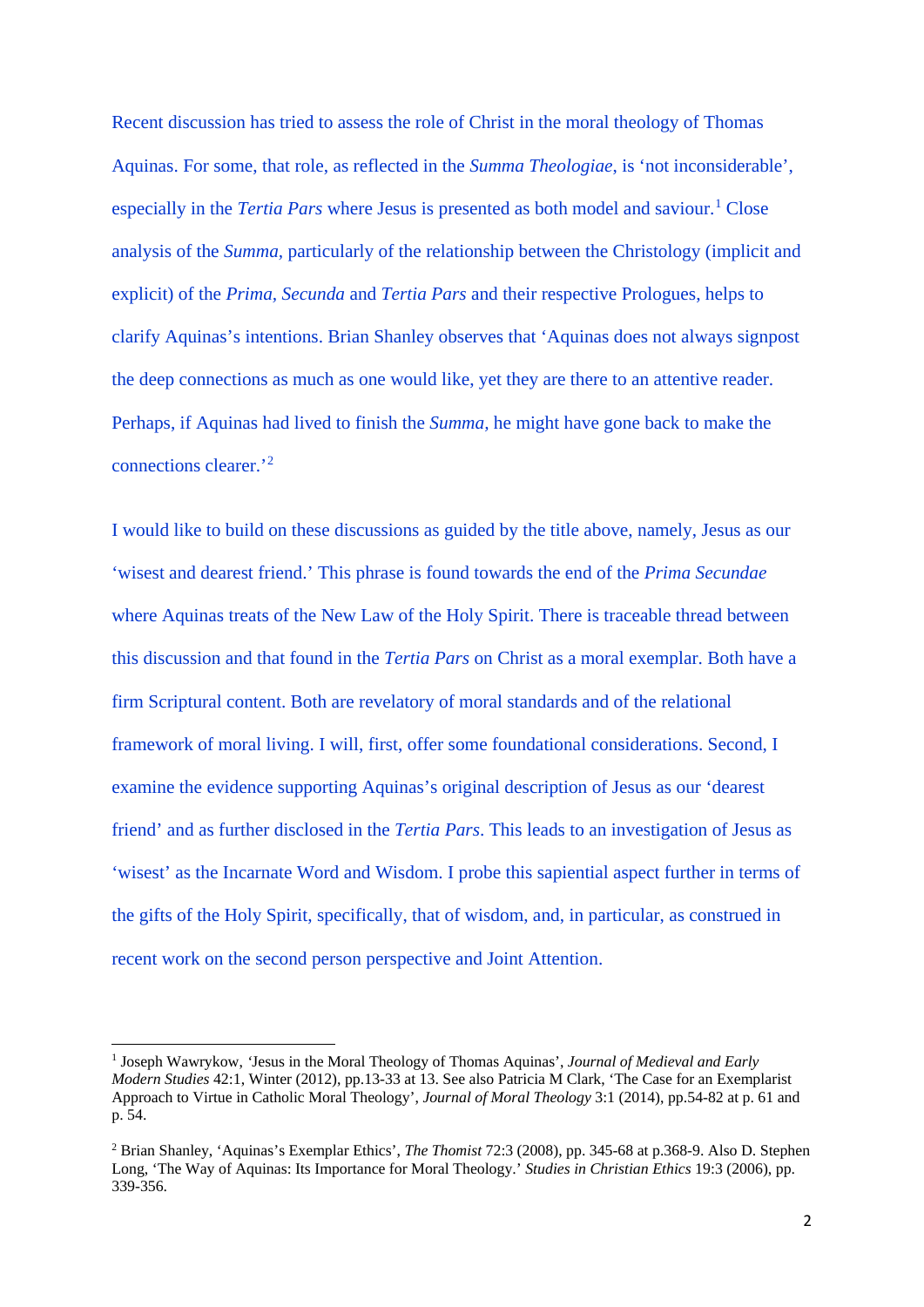Recent discussion has tried to assess the role of Christ in the moral theology of Thomas Aquinas. For some, that role, as reflected in the *Summa Theologiae*, is 'not inconsiderable', especially in the *Tertia Pars* where Jesus is presented as both model and saviour.[1] Close analysis of the *Summa*, particularly of the relationship between the Christology (implicit and explicit) of the *Prima*, *Secunda* and *Tertia Pars* and their respective Prologues, helps to clarify Aquinas's intentions. Brian Shanley observes that 'Aquinas does not always signpost the deep connections as much as one would like, yet they are there to an attentive reader. Perhaps, if Aquinas had lived to finish the *Summa*, he might have gone back to make the connections clearer.'[2]

I would like to build on these discussions as guided by the title above, namely, Jesus as our 'wisest and dearest friend.' This phrase is found towards the end of the *Prima Secundae* where Aquinas treats of the New Law of the Holy Spirit. There is traceable thread between this discussion and that found in the *Tertia Pars* on Christ as a moral exemplar. Both have a firm Scriptural content. Both are revelatory of moral standards and of the relational framework of moral living. I will, first, offer some foundational considerations. Second, I examine the evidence supporting Aquinas's original description of Jesus as our 'dearest friend' and as further disclosed in the *Tertia Pars*. This leads to an investigation of Jesus as 'wisest' as the Incarnate Word and Wisdom. I probe this sapiential aspect further in terms of the gifts of the Holy Spirit, specifically, that of wisdom, and, in particular, as construed in recent work on the second person perspective and Joint Attention.

---

[1] Joseph Wawrykow, 'Jesus in the Moral Theology of Thomas Aquinas', *Journal of Medieval and Early Modern Studies* 42:1, Winter (2012), pp.13-33 at 13. See also Patricia M Clark, 'The Case for an Exemplarist Approach to Virtue in Catholic Moral Theology', *Journal of Moral Theology* 3:1 (2014), pp.54-82 at p. 61 and p. 54.

[2] Brian Shanley, 'Aquinas's Exemplar Ethics', *The Thomist* 72:3 (2008), pp. 345-68 at p.368-9. Also D. Stephen Long, 'The Way of Aquinas: Its Importance for Moral Theology.' *Studies in Christian Ethics* 19:3 (2006), pp. 339-356.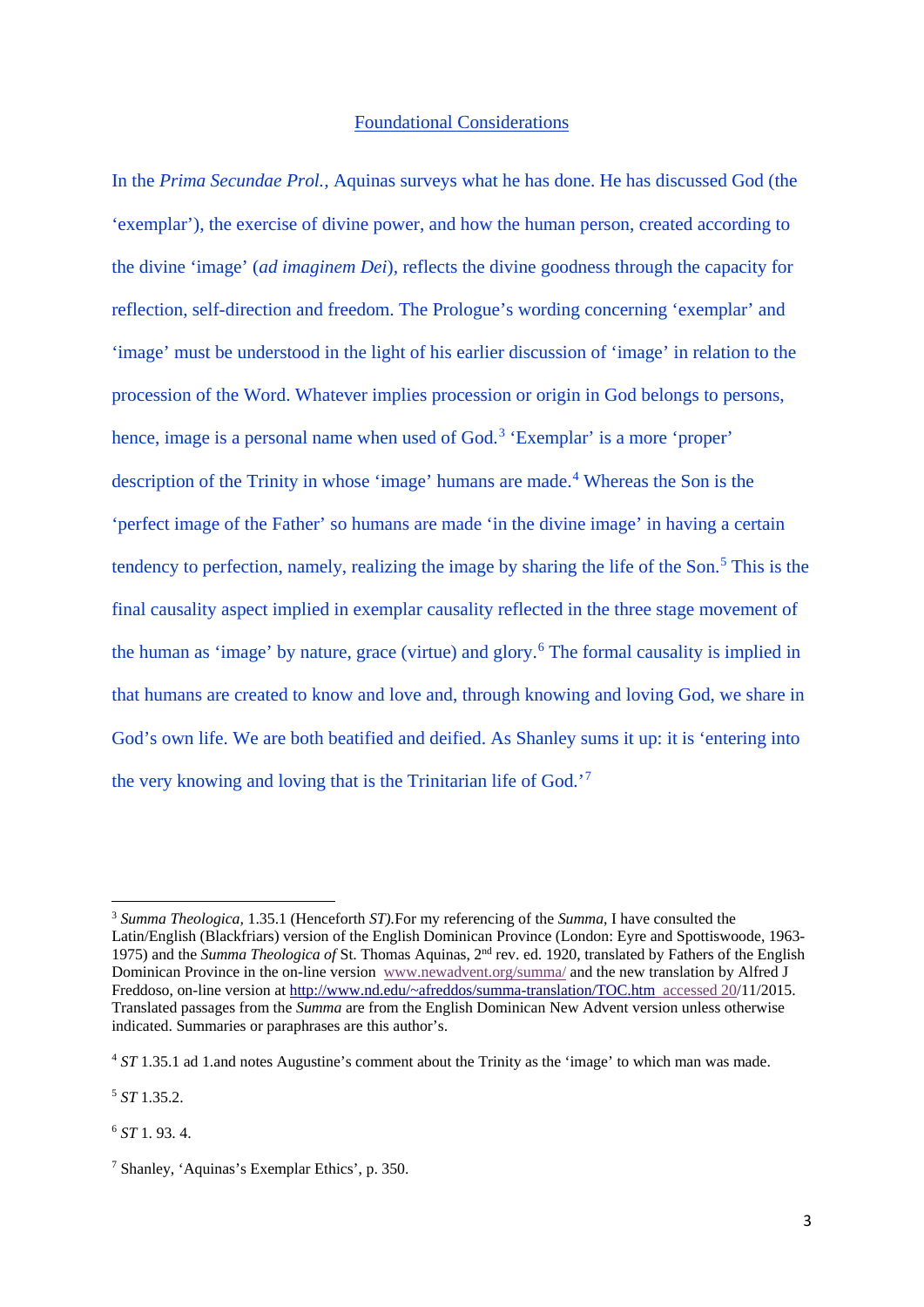## Foundational Considerations

In the *Prima Secundae Prol.*, Aquinas surveys what he has done. He has discussed God (the 'exemplar'), the exercise of divine power, and how the human person, created according to the divine 'image' (*ad imaginem Dei*), reflects the divine goodness through the capacity for reflection, self-direction and freedom. The Prologue's wording concerning 'exemplar' and 'image' must be understood in the light of his earlier discussion of 'image' in relation to the procession of the Word. Whatever implies procession or origin in God belongs to persons, hence, image is a personal name when used of God.[3] 'Exemplar' is a more 'proper' description of the Trinity in whose 'image' humans are made.[4] Whereas the Son is the 'perfect image of the Father' so humans are made 'in the divine image' in having a certain tendency to perfection, namely, realizing the image by sharing the life of the Son.[5] This is the final causality aspect implied in exemplar causality reflected in the three stage movement of the human as 'image' by nature, grace (virtue) and glory.[6] The formal causality is implied in that humans are created to know and love and, through knowing and loving God, we share in God's own life. We are both beatified and deified. As Shanley sums it up: it is 'entering into the very knowing and loving that is the Trinitarian life of God.'[7]

---

[3] *Summa Theologica,* 1.35.1 (Henceforth *ST).*For my referencing of the *Summa,* I have consulted the Latin/English (Blackfriars) version of the English Dominican Province (London: Eyre and Spottiswoode, 1963-1975) and the *Summa Theologica of* St. Thomas Aquinas, 2nd rev. ed. 1920, translated by Fathers of the English Dominican Province in the on-line version www.newadvent.org/summa/ and the new translation by Alfred J Freddoso, on-line version at http://www.nd.edu/~afreddos/summa-translation/TOC.htm accessed 20/11/2015. Translated passages from the *Summa* are from the English Dominican New Advent version unless otherwise indicated. Summaries or paraphrases are this author's.

[4] *ST* 1.35.1 ad 1.and notes Augustine's comment about the Trinity as the 'image' to which man was made.

[5] *ST* 1.35.2.

[6] *ST* 1. 93. 4.

[7] Shanley, 'Aquinas's Exemplar Ethics', p. 350.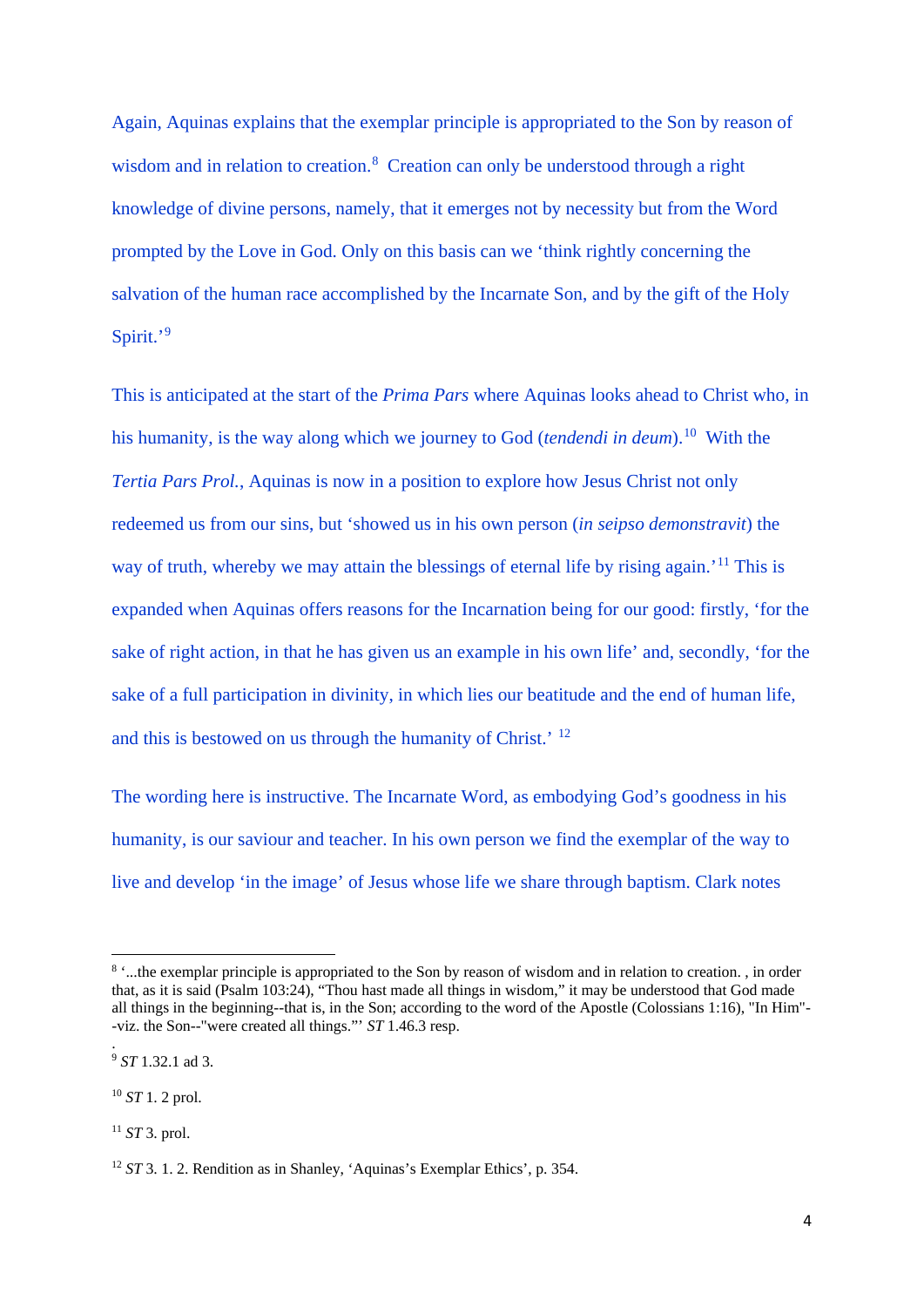Again, Aquinas explains that the exemplar principle is appropriated to the Son by reason of wisdom and in relation to creation.[8] Creation can only be understood through a right knowledge of divine persons, namely, that it emerges not by necessity but from the Word prompted by the Love in God. Only on this basis can we 'think rightly concerning the salvation of the human race accomplished by the Incarnate Son, and by the gift of the Holy Spirit.'[9]

This is anticipated at the start of the *Prima Pars* where Aquinas looks ahead to Christ who, in his humanity, is the way along which we journey to God (*tendendi in deum*).[10] With the *Tertia Pars Prol.*, Aquinas is now in a position to explore how Jesus Christ not only redeemed us from our sins, but 'showed us in his own person (*in seipso demonstravit*) the way of truth, whereby we may attain the blessings of eternal life by rising again.'[11] This is expanded when Aquinas offers reasons for the Incarnation being for our good: firstly, 'for the sake of right action, in that he has given us an example in his own life' and, secondly, 'for the sake of a full participation in divinity, in which lies our beatitude and the end of human life, and this is bestowed on us through the humanity of Christ.'[12]

The wording here is instructive. The Incarnate Word, as embodying God's goodness in his humanity, is our saviour and teacher. In his own person we find the exemplar of the way to live and develop 'in the image' of Jesus whose life we share through baptism. Clark notes

---

[8] '...the exemplar principle is appropriated to the Son by reason of wisdom and in relation to creation. , in order that, as it is said (Psalm 103:24), "Thou hast made all things in wisdom," it may be understood that God made all things in the beginning--that is, in the Son; according to the word of the Apostle (Colossians 1:16), "In Him"--viz. the Son--"were created all things."' *ST* 1.46.3 resp.

.

[9] *ST* 1.32.1 ad 3.

[10] *ST* 1. 2 prol.

[11] *ST* 3. prol.

[12] *ST* 3. 1. 2. Rendition as in Shanley, 'Aquinas's Exemplar Ethics', p. 354.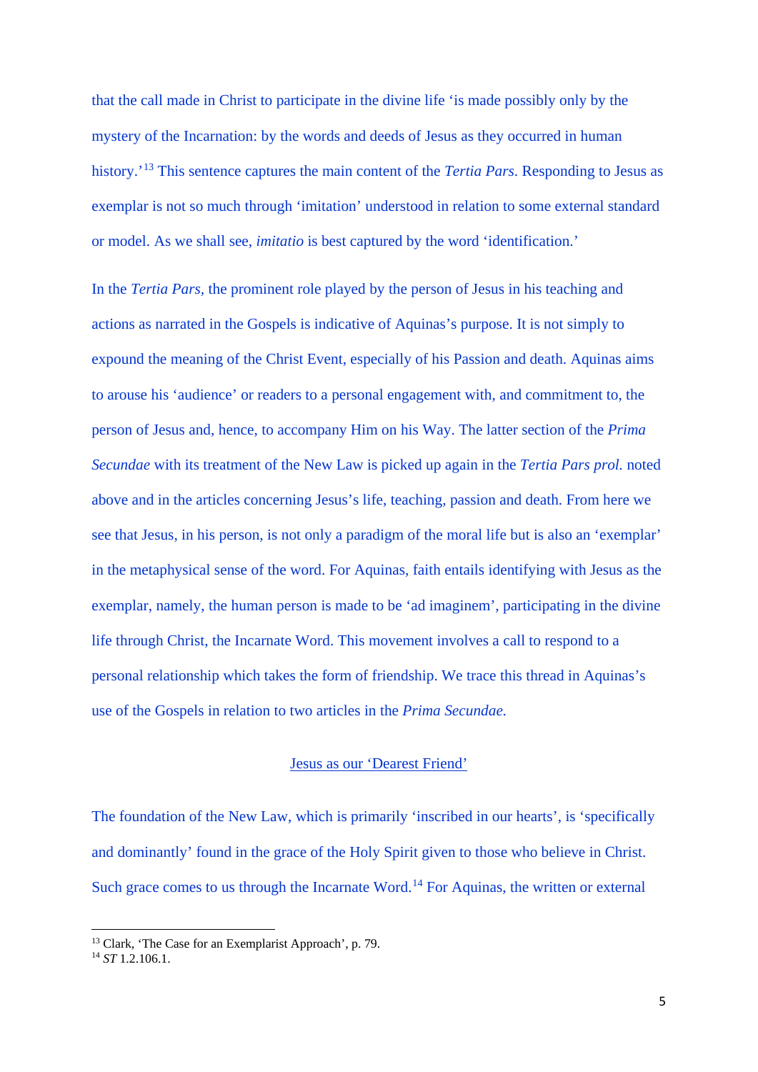that the call made in Christ to participate in the divine life 'is made possibly only by the mystery of the Incarnation: by the words and deeds of Jesus as they occurred in human history.'[13] This sentence captures the main content of the *Tertia Pars*. Responding to Jesus as exemplar is not so much through 'imitation' understood in relation to some external standard or model. As we shall see, *imitatio* is best captured by the word 'identification.'

In the *Tertia Pars*, the prominent role played by the person of Jesus in his teaching and actions as narrated in the Gospels is indicative of Aquinas's purpose. It is not simply to expound the meaning of the Christ Event, especially of his Passion and death. Aquinas aims to arouse his 'audience' or readers to a personal engagement with, and commitment to, the person of Jesus and, hence, to accompany Him on his Way. The latter section of the *Prima Secundae* with its treatment of the New Law is picked up again in the *Tertia Pars prol.* noted above and in the articles concerning Jesus's life, teaching, passion and death. From here we see that Jesus, in his person, is not only a paradigm of the moral life but is also an 'exemplar' in the metaphysical sense of the word. For Aquinas, faith entails identifying with Jesus as the exemplar, namely, the human person is made to be 'ad imaginem', participating in the divine life through Christ, the Incarnate Word. This movement involves a call to respond to a personal relationship which takes the form of friendship. We trace this thread in Aquinas's use of the Gospels in relation to two articles in the *Prima Secundae.*

## Jesus as our 'Dearest Friend'

The foundation of the New Law, which is primarily 'inscribed in our hearts', is 'specifically and dominantly' found in the grace of the Holy Spirit given to those who believe in Christ. Such grace comes to us through the Incarnate Word.[14] For Aquinas, the written or external

---

[13] Clark, 'The Case for an Exemplarist Approach', p. 79.

[14] *ST* 1.2.106.1.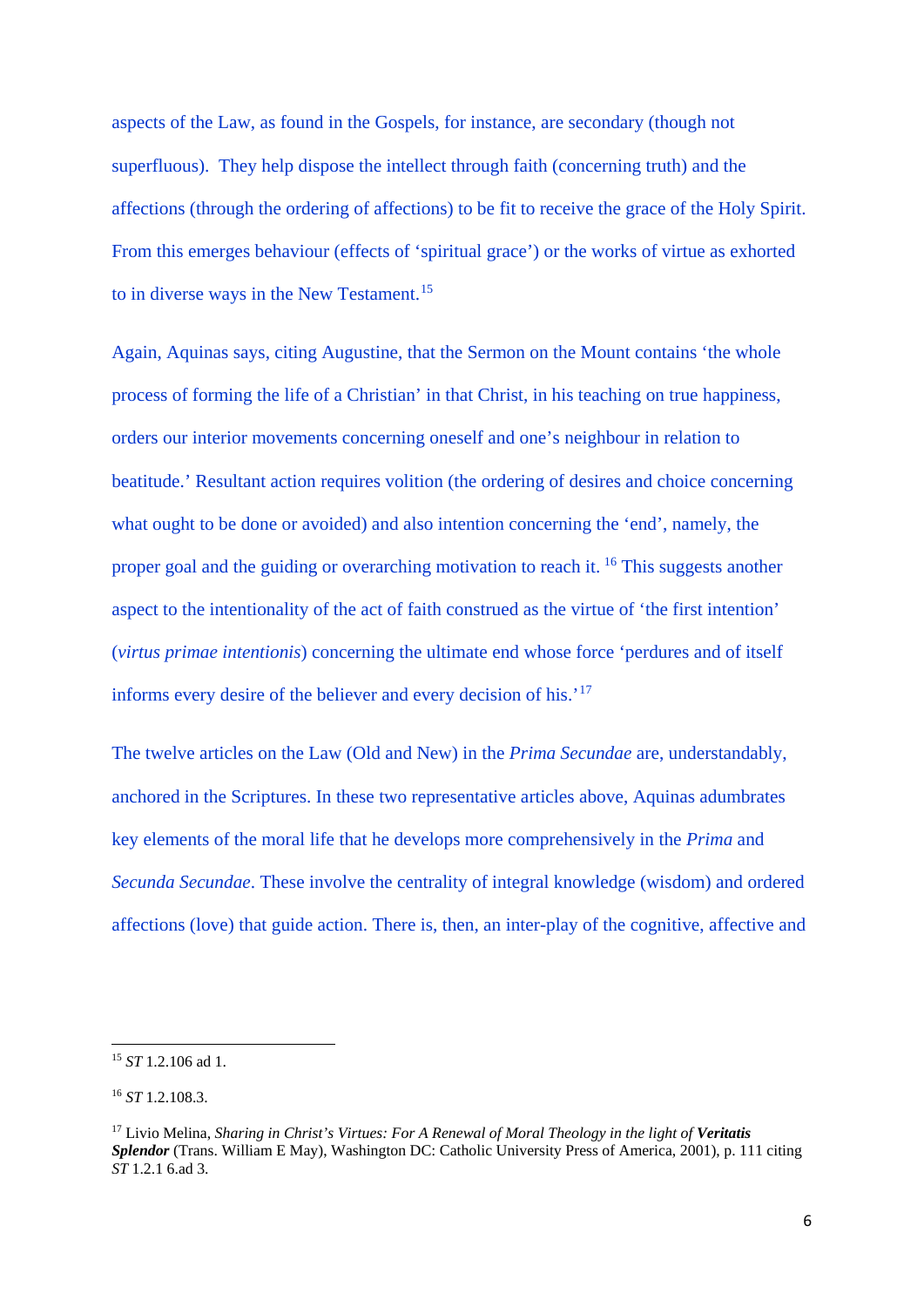aspects of the Law, as found in the Gospels, for instance, are secondary (though not superfluous). They help dispose the intellect through faith (concerning truth) and the affections (through the ordering of affections) to be fit to receive the grace of the Holy Spirit. From this emerges behaviour (effects of 'spiritual grace') or the works of virtue as exhorted to in diverse ways in the New Testament.[15]

Again, Aquinas says, citing Augustine, that the Sermon on the Mount contains 'the whole process of forming the life of a Christian' in that Christ, in his teaching on true happiness, orders our interior movements concerning oneself and one's neighbour in relation to beatitude.' Resultant action requires volition (the ordering of desires and choice concerning what ought to be done or avoided) and also intention concerning the 'end', namely, the proper goal and the guiding or overarching motivation to reach it. [16] This suggests another aspect to the intentionality of the act of faith construed as the virtue of 'the first intention' (*virtus primae intentionis*) concerning the ultimate end whose force 'perdures and of itself informs every desire of the believer and every decision of his.'[17]

The twelve articles on the Law (Old and New) in the *Prima Secundae* are, understandably, anchored in the Scriptures. In these two representative articles above, Aquinas adumbrates key elements of the moral life that he develops more comprehensively in the *Prima* and *Secunda Secundae*. These involve the centrality of integral knowledge (wisdom) and ordered affections (love) that guide action. There is, then, an inter-play of the cognitive, affective and

---

[15] *ST* 1.2.106 ad 1.

[16] *ST* 1.2.108.3.

[17] Livio Melina, *Sharing in Christ's Virtues: For A Renewal of Moral Theology in the light of* ***Veritatis Splendor*** (Trans. William E May), Washington DC: Catholic University Press of America, 2001), p. 111 citing *ST* 1.2.1 6.ad 3.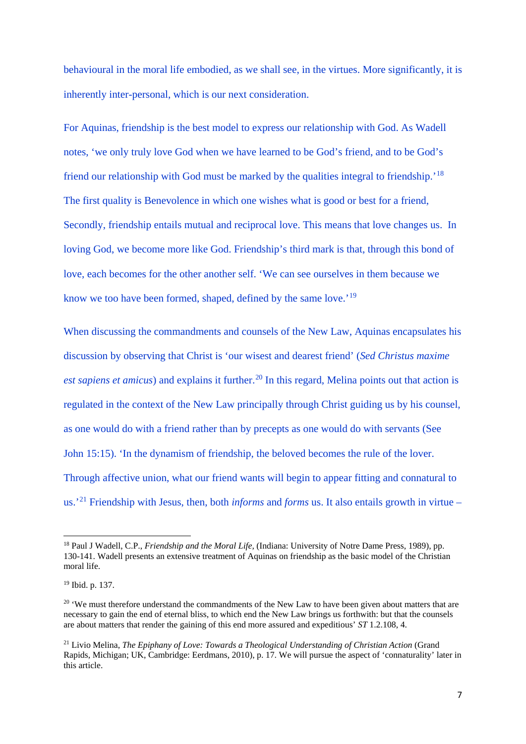behavioural in the moral life embodied, as we shall see, in the virtues. More significantly, it is inherently inter-personal, which is our next consideration.

For Aquinas, friendship is the best model to express our relationship with God. As Wadell notes, 'we only truly love God when we have learned to be God's friend, and to be God's friend our relationship with God must be marked by the qualities integral to friendship.'[18] The first quality is Benevolence in which one wishes what is good or best for a friend, Secondly, friendship entails mutual and reciprocal love. This means that love changes us. In loving God, we become more like God. Friendship's third mark is that, through this bond of love, each becomes for the other another self. 'We can see ourselves in them because we know we too have been formed, shaped, defined by the same love.'[19]

When discussing the commandments and counsels of the New Law, Aquinas encapsulates his discussion by observing that Christ is 'our wisest and dearest friend' (*Sed Christus maxime est sapiens et amicus*) and explains it further.[20] In this regard, Melina points out that action is regulated in the context of the New Law principally through Christ guiding us by his counsel, as one would do with a friend rather than by precepts as one would do with servants (See John 15:15). 'In the dynamism of friendship, the beloved becomes the rule of the lover. Through affective union, what our friend wants will begin to appear fitting and connatural to us.'[21] Friendship with Jesus, then, both *informs* and *forms* us. It also entails growth in virtue –

---

[18] Paul J Wadell, C.P., *Friendship and the Moral Life*, (Indiana: University of Notre Dame Press, 1989), pp. 130-141. Wadell presents an extensive treatment of Aquinas on friendship as the basic model of the Christian moral life.

[19] Ibid. p. 137.

[20] 'We must therefore understand the commandments of the New Law to have been given about matters that are necessary to gain the end of eternal bliss, to which end the New Law brings us forthwith: but that the counsels are about matters that render the gaining of this end more assured and expeditious' *ST* 1.2.108, 4.

[21] Livio Melina, *The Epiphany of Love: Towards a Theological Understanding of Christian Action* (Grand Rapids, Michigan; UK, Cambridge: Eerdmans, 2010), p. 17. We will pursue the aspect of 'connaturality' later in this article.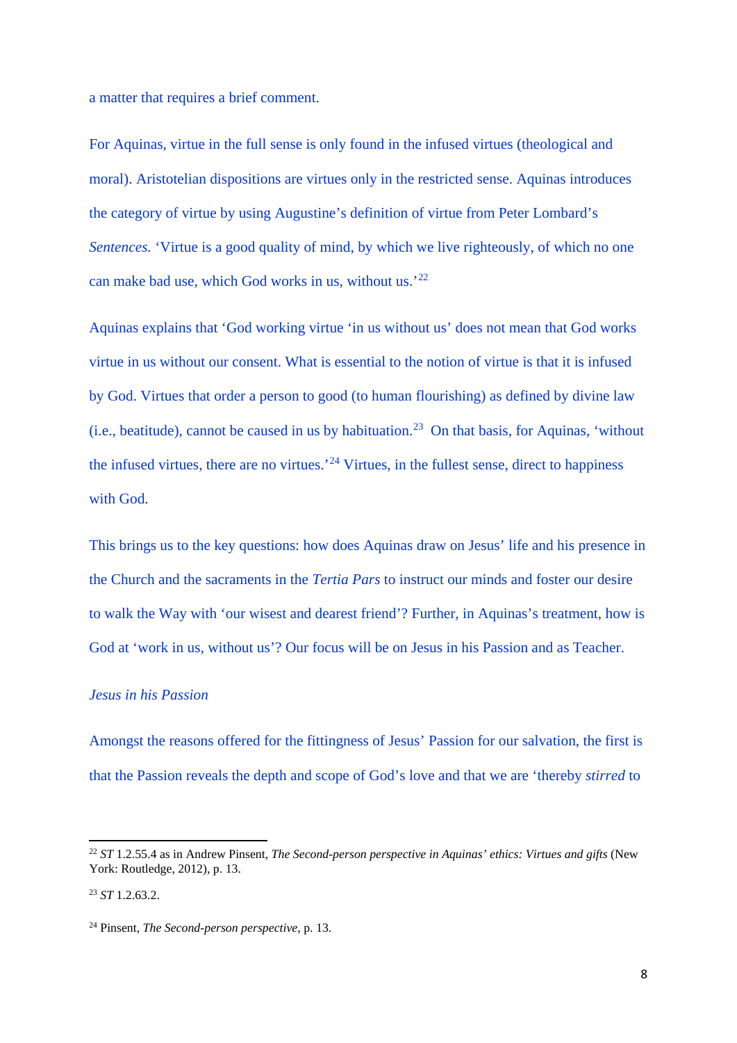a matter that requires a brief comment.

For Aquinas, virtue in the full sense is only found in the infused virtues (theological and moral). Aristotelian dispositions are virtues only in the restricted sense. Aquinas introduces the category of virtue by using Augustine's definition of virtue from Peter Lombard's *Sentences.* 'Virtue is a good quality of mind, by which we live righteously, of which no one can make bad use, which God works in us, without us.'[22]

Aquinas explains that 'God working virtue 'in us without us' does not mean that God works virtue in us without our consent. What is essential to the notion of virtue is that it is infused by God. Virtues that order a person to good (to human flourishing) as defined by divine law (i.e., beatitude), cannot be caused in us by habituation.[23] On that basis, for Aquinas, 'without the infused virtues, there are no virtues.'[24] Virtues, in the fullest sense, direct to happiness with God.

This brings us to the key questions: how does Aquinas draw on Jesus' life and his presence in the Church and the sacraments in the *Tertia Pars* to instruct our minds and foster our desire to walk the Way with 'our wisest and dearest friend'? Further, in Aquinas's treatment, how is God at 'work in us, without us'? Our focus will be on Jesus in his Passion and as Teacher.

*Jesus in his Passion*

Amongst the reasons offered for the fittingness of Jesus' Passion for our salvation, the first is that the Passion reveals the depth and scope of God's love and that we are 'thereby *stirred* to

---

[22] *ST* 1.2.55.4 as in Andrew Pinsent, *The Second-person perspective in Aquinas' ethics: Virtues and gifts* (New York: Routledge, 2012), p. 13.

[23] *ST* 1.2.63.2.

[24] Pinsent, *The Second-person perspective*, p. 13.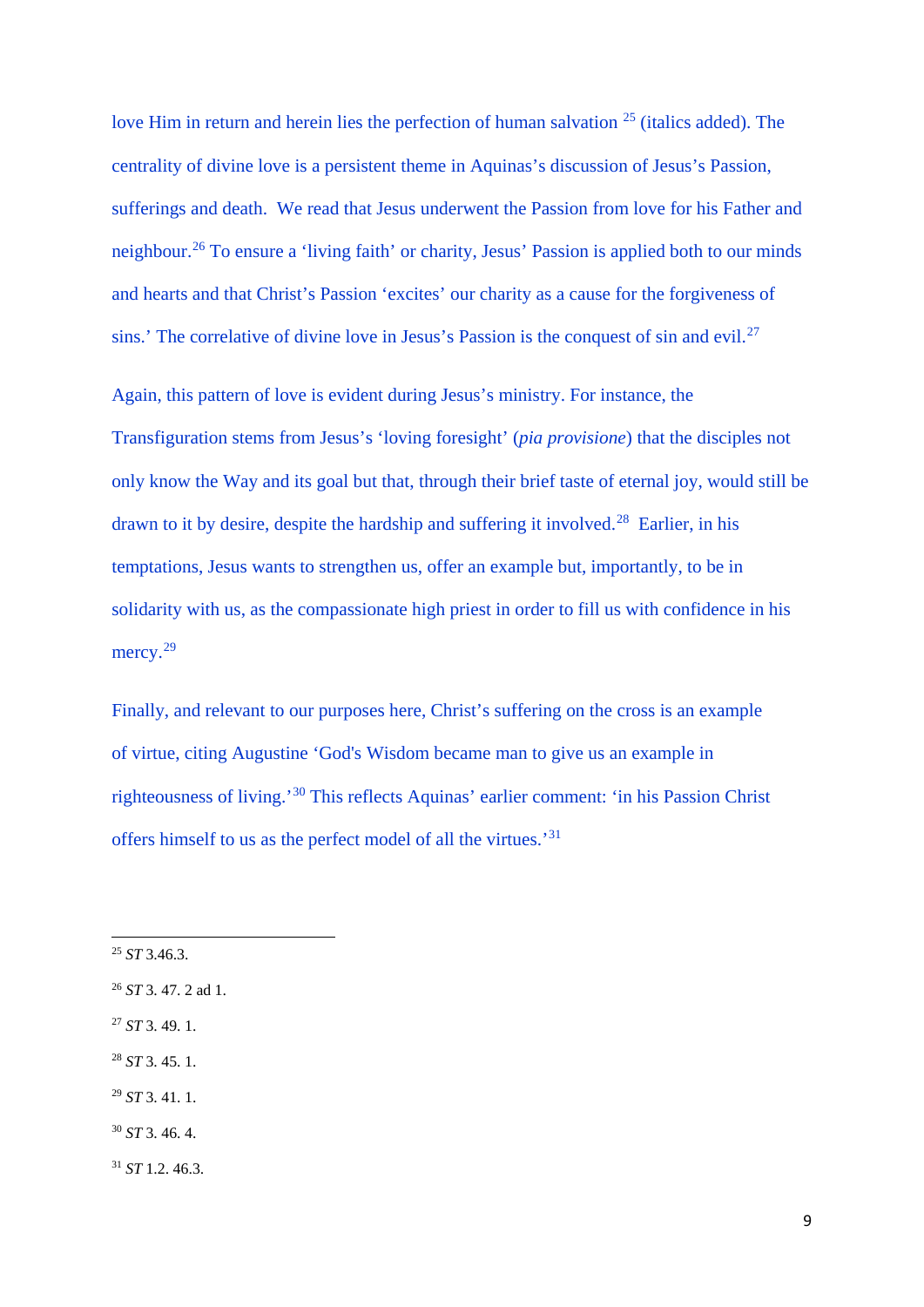love Him in return and herein lies the perfection of human salvation [25] (italics added). The centrality of divine love is a persistent theme in Aquinas's discussion of Jesus's Passion, sufferings and death. We read that Jesus underwent the Passion from love for his Father and neighbour.[26] To ensure a 'living faith' or charity, Jesus' Passion is applied both to our minds and hearts and that Christ's Passion 'excites' our charity as a cause for the forgiveness of sins.' The correlative of divine love in Jesus's Passion is the conquest of sin and evil.[27]

Again, this pattern of love is evident during Jesus's ministry. For instance, the Transfiguration stems from Jesus's 'loving foresight' (*pia provisione*) that the disciples not only know the Way and its goal but that, through their brief taste of eternal joy, would still be drawn to it by desire, despite the hardship and suffering it involved.[28] Earlier, in his temptations, Jesus wants to strengthen us, offer an example but, importantly, to be in solidarity with us, as the compassionate high priest in order to fill us with confidence in his mercy.[29]

Finally, and relevant to our purposes here, Christ's suffering on the cross is an example of virtue, citing Augustine 'God's Wisdom became man to give us an example in righteousness of living.'[30] This reflects Aquinas' earlier comment: 'in his Passion Christ offers himself to us as the perfect model of all the virtues.'[31]

---

[25] *ST* 3.46.3.

[26] *ST* 3. 47. 2 ad 1.

[27] *ST* 3. 49. 1.

[28] *ST* 3. 45. 1.

[29] *ST* 3. 41. 1.

[30] *ST* 3. 46. 4.

[31] *ST* 1.2. 46.3.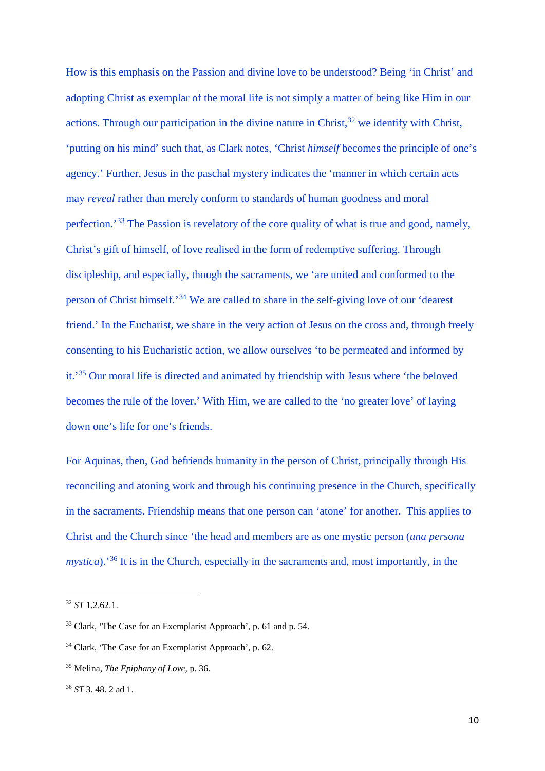How is this emphasis on the Passion and divine love to be understood? Being 'in Christ' and adopting Christ as exemplar of the moral life is not simply a matter of being like Him in our actions. Through our participation in the divine nature in Christ,[32] we identify with Christ, 'putting on his mind' such that, as Clark notes, 'Christ *himself* becomes the principle of one's agency.' Further, Jesus in the paschal mystery indicates the 'manner in which certain acts may *reveal* rather than merely conform to standards of human goodness and moral perfection.'[33] The Passion is revelatory of the core quality of what is true and good, namely, Christ's gift of himself, of love realised in the form of redemptive suffering. Through discipleship, and especially, though the sacraments, we 'are united and conformed to the person of Christ himself.'[34] We are called to share in the self-giving love of our 'dearest friend.' In the Eucharist, we share in the very action of Jesus on the cross and, through freely consenting to his Eucharistic action, we allow ourselves 'to be permeated and informed by it.'[35] Our moral life is directed and animated by friendship with Jesus where 'the beloved becomes the rule of the lover.' With Him, we are called to the 'no greater love' of laying down one's life for one's friends.

For Aquinas, then, God befriends humanity in the person of Christ, principally through His reconciling and atoning work and through his continuing presence in the Church, specifically in the sacraments. Friendship means that one person can 'atone' for another. This applies to Christ and the Church since 'the head and members are as one mystic person (*una persona mystica*).'[36] It is in the Church, especially in the sacraments and, most importantly, in the

---

[32] *ST* 1.2.62.1.

[33] Clark, 'The Case for an Exemplarist Approach', p. 61 and p. 54.

[34] Clark, 'The Case for an Exemplarist Approach', p. 62.

[35] Melina, *The Epiphany of Love*, p. 36.

[36] *ST* 3. 48. 2 ad 1.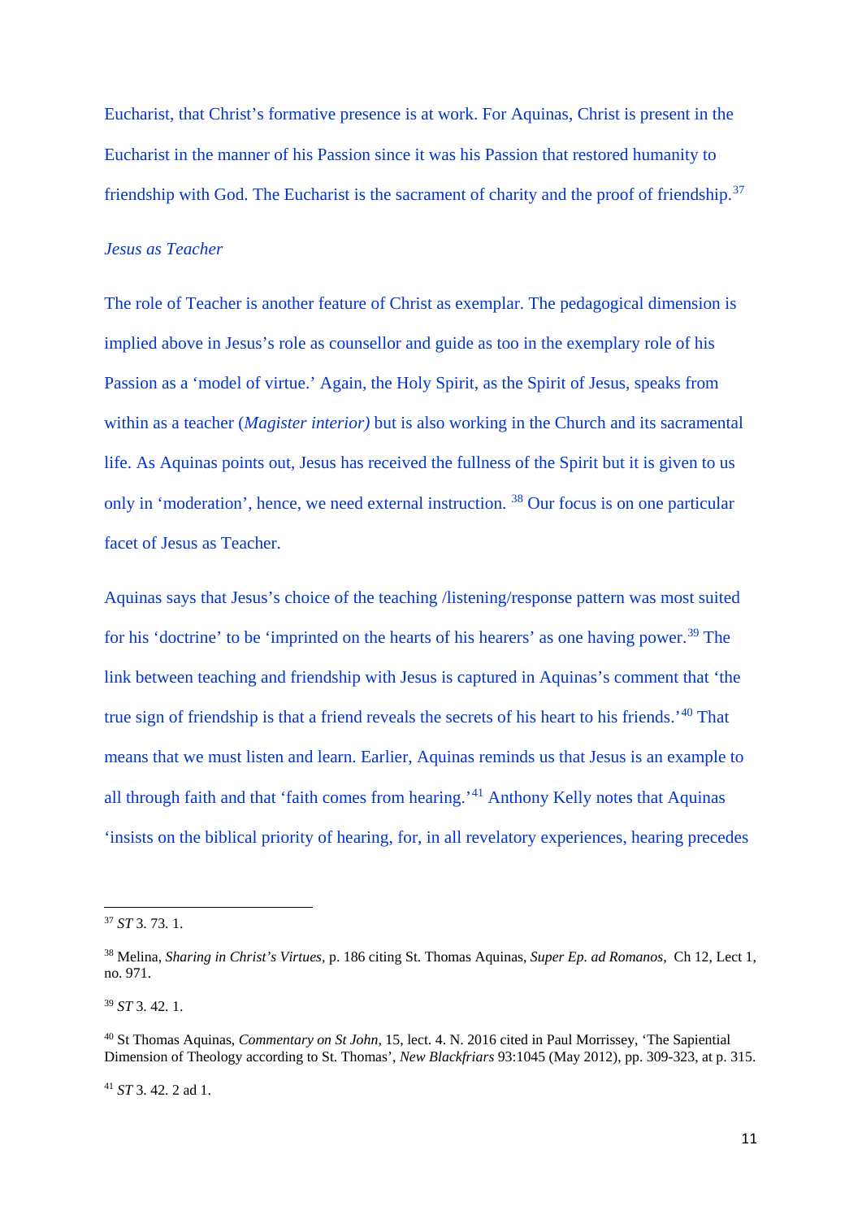Eucharist, that Christ's formative presence is at work. For Aquinas, Christ is present in the Eucharist in the manner of his Passion since it was his Passion that restored humanity to friendship with God. The Eucharist is the sacrament of charity and the proof of friendship.[37]

*Jesus as Teacher*

The role of Teacher is another feature of Christ as exemplar. The pedagogical dimension is implied above in Jesus's role as counsellor and guide as too in the exemplary role of his Passion as a 'model of virtue.' Again, the Holy Spirit, as the Spirit of Jesus, speaks from within as a teacher (*Magister interior)* but is also working in the Church and its sacramental life. As Aquinas points out, Jesus has received the fullness of the Spirit but it is given to us only in 'moderation', hence, we need external instruction. [38] Our focus is on one particular facet of Jesus as Teacher.

Aquinas says that Jesus's choice of the teaching /listening/response pattern was most suited for his 'doctrine' to be 'imprinted on the hearts of his hearers' as one having power.[39] The link between teaching and friendship with Jesus is captured in Aquinas's comment that 'the true sign of friendship is that a friend reveals the secrets of his heart to his friends.'[40] That means that we must listen and learn. Earlier, Aquinas reminds us that Jesus is an example to all through faith and that 'faith comes from hearing.'[41] Anthony Kelly notes that Aquinas 'insists on the biblical priority of hearing, for, in all revelatory experiences, hearing precedes

---

[37] *ST* 3. 73. 1.

[38] Melina, *Sharing in Christ's Virtues*, p. 186 citing St. Thomas Aquinas, *Super Ep. ad Romanos*, Ch 12, Lect 1, no. 971.

[39] *ST* 3. 42. 1.

[40] St Thomas Aquinas, *Commentary on St John,* 15, lect. 4. N. 2016 cited in Paul Morrissey, 'The Sapiential Dimension of Theology according to St. Thomas', *New Blackfriars* 93:1045 (May 2012), pp. 309-323, at p. 315.

[41] *ST* 3. 42. 2 ad 1.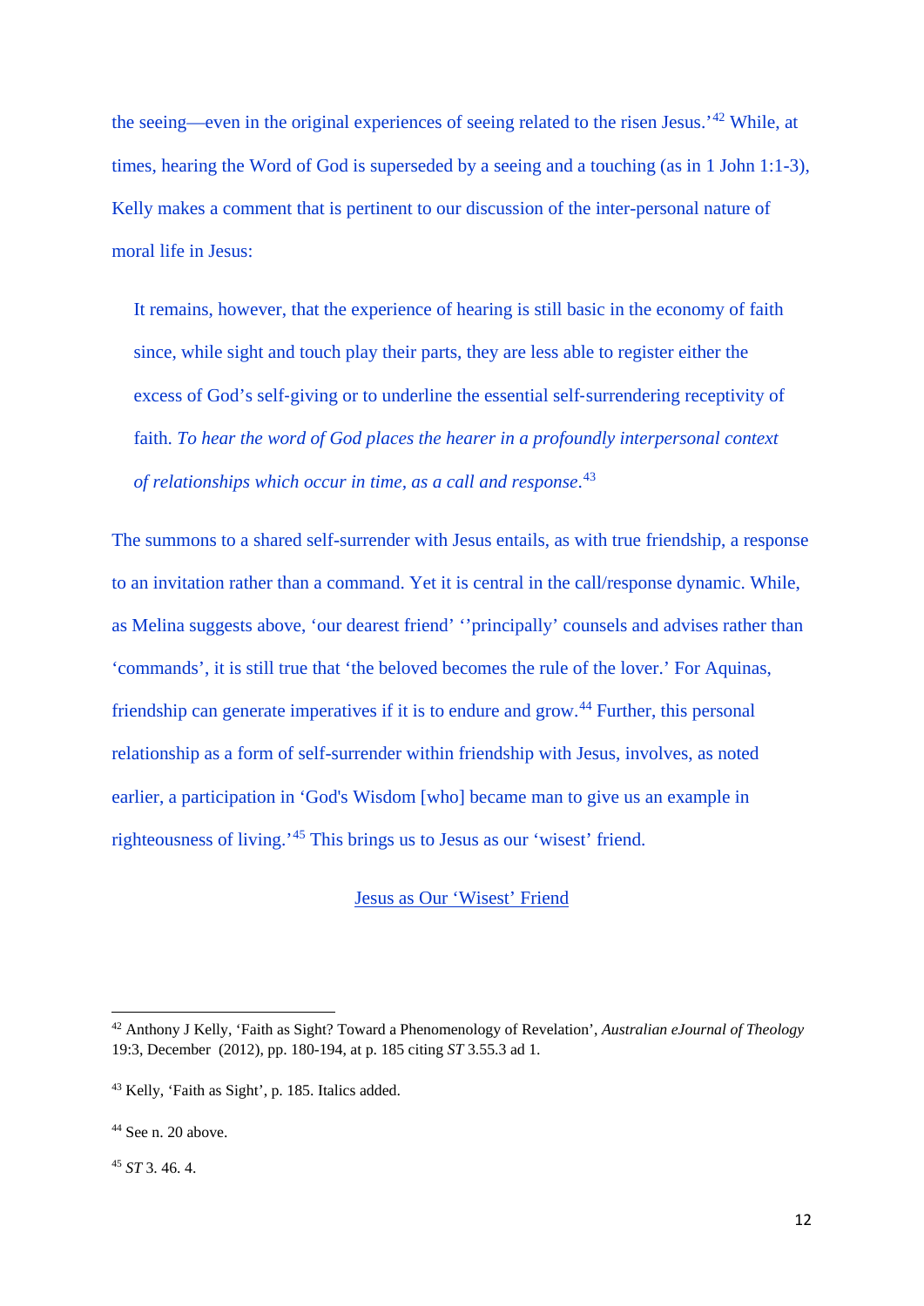the seeing—even in the original experiences of seeing related to the risen Jesus.'[42] While, at times, hearing the Word of God is superseded by a seeing and a touching (as in 1 John 1:1-3), Kelly makes a comment that is pertinent to our discussion of the inter-personal nature of moral life in Jesus:

> It remains, however, that the experience of hearing is still basic in the economy of faith since, while sight and touch play their parts, they are less able to register either the excess of God's self-giving or to underline the essential self-surrendering receptivity of faith. *To hear the word of God places the hearer in a profoundly interpersonal context of relationships which occur in time, as a call and response*.[43]

The summons to a shared self-surrender with Jesus entails, as with true friendship, a response to an invitation rather than a command. Yet it is central in the call/response dynamic. While, as Melina suggests above, 'our dearest friend' ''principally' counsels and advises rather than 'commands', it is still true that 'the beloved becomes the rule of the lover.' For Aquinas, friendship can generate imperatives if it is to endure and grow.[44] Further, this personal relationship as a form of self-surrender within friendship with Jesus, involves, as noted earlier, a participation in 'God's Wisdom [who] became man to give us an example in righteousness of living.'[45] This brings us to Jesus as our 'wisest' friend.

## Jesus as Our 'Wisest' Friend

---

[42] Anthony J Kelly, 'Faith as Sight? Toward a Phenomenology of Revelation', *Australian eJournal of Theology* 19:3, December (2012), pp. 180-194, at p. 185 citing *ST* 3.55.3 ad 1.

[43] Kelly, 'Faith as Sight', p. 185. Italics added.

[44] See n. 20 above.

[45] *ST* 3. 46. 4.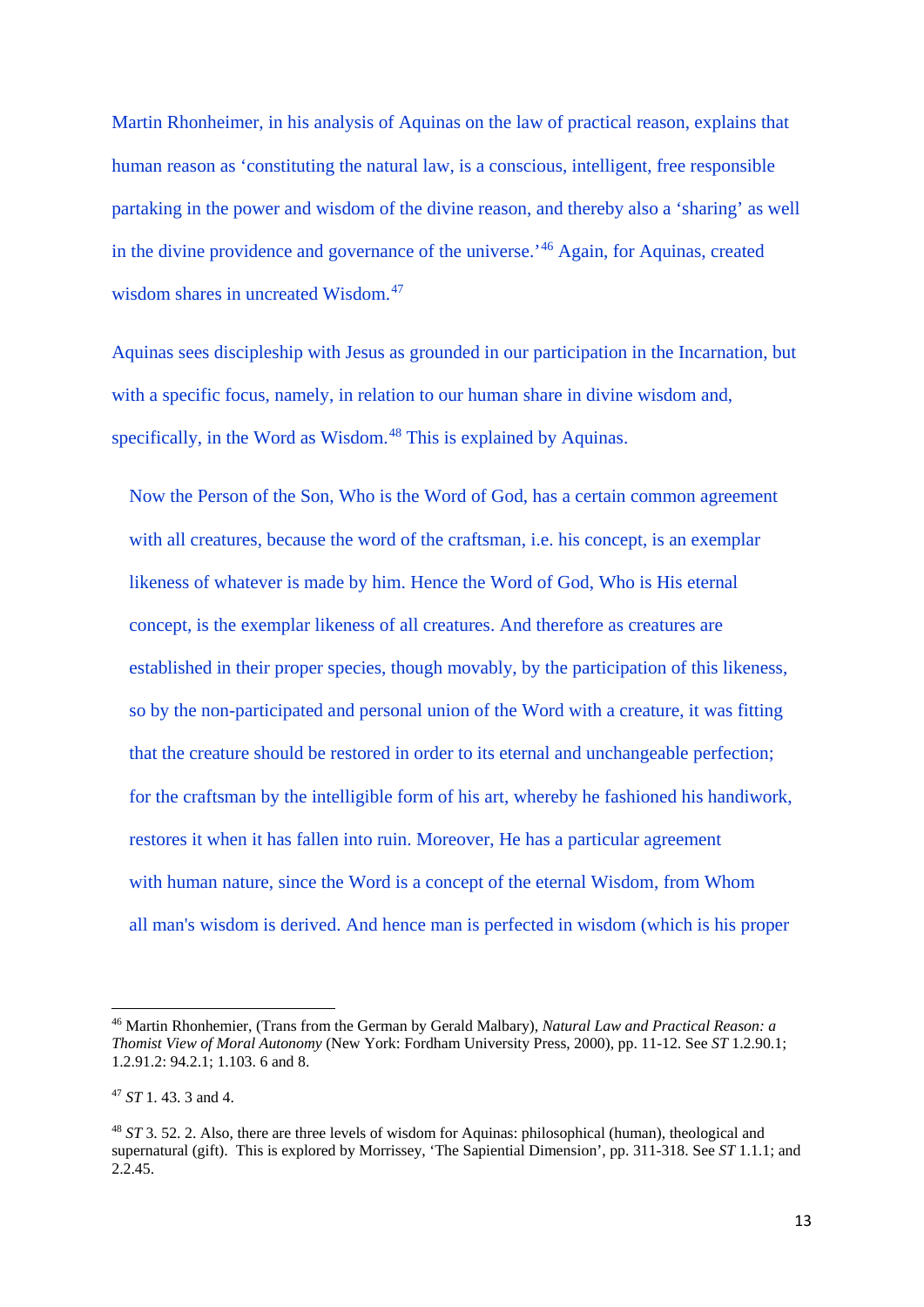Martin Rhonheimer, in his analysis of Aquinas on the law of practical reason, explains that human reason as 'constituting the natural law, is a conscious, intelligent, free responsible partaking in the power and wisdom of the divine reason, and thereby also a 'sharing' as well in the divine providence and governance of the universe.'[46] Again, for Aquinas, created wisdom shares in uncreated Wisdom.[47]

Aquinas sees discipleship with Jesus as grounded in our participation in the Incarnation, but with a specific focus, namely, in relation to our human share in divine wisdom and, specifically, in the Word as Wisdom.[48] This is explained by Aquinas.

> Now the Person of the Son, Who is the Word of God, has a certain common agreement with all creatures, because the word of the craftsman, i.e. his concept, is an exemplar likeness of whatever is made by him. Hence the Word of God, Who is His eternal concept, is the exemplar likeness of all creatures. And therefore as creatures are established in their proper species, though movably, by the participation of this likeness, so by the non-participated and personal union of the Word with a creature, it was fitting that the creature should be restored in order to its eternal and unchangeable perfection; for the craftsman by the intelligible form of his art, whereby he fashioned his handiwork, restores it when it has fallen into ruin. Moreover, He has a particular agreement with human nature, since the Word is a concept of the eternal Wisdom, from Whom all man's wisdom is derived. And hence man is perfected in wisdom (which is his proper

---

[46] Martin Rhonhemier, (Trans from the German by Gerald Malbary), *Natural Law and Practical Reason: a Thomist View of Moral Autonomy* (New York: Fordham University Press, 2000), pp. 11-12. See *ST* 1.2.90.1; 1.2.91.2: 94.2.1; 1.103. 6 and 8.

[47] *ST* 1. 43. 3 and 4.

[48] *ST* 3. 52. 2. Also, there are three levels of wisdom for Aquinas: philosophical (human), theological and supernatural (gift). This is explored by Morrissey, 'The Sapiential Dimension', pp. 311-318. See *ST* 1.1.1; and 2.2.45.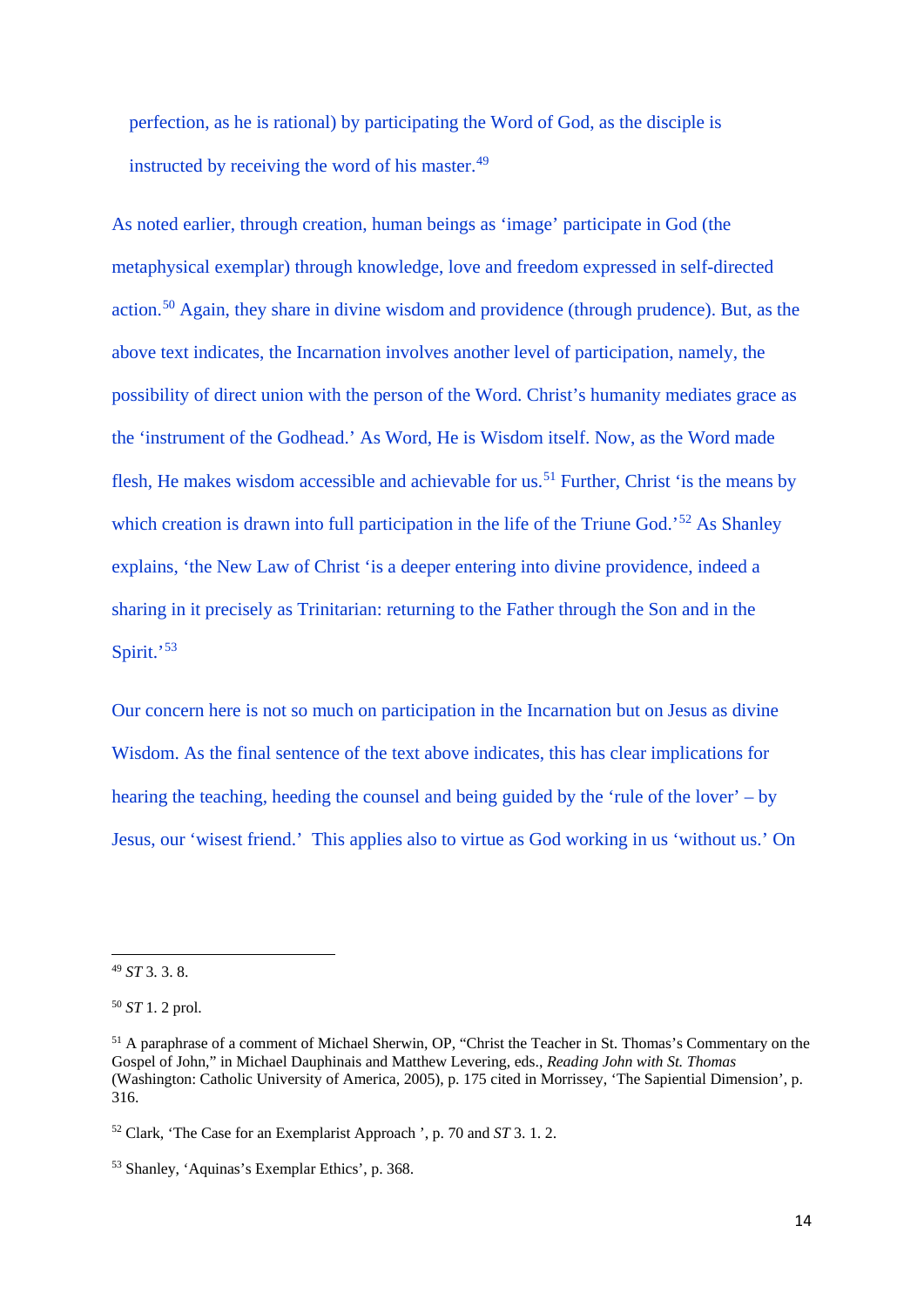perfection, as he is rational) by participating the Word of God, as the disciple is instructed by receiving the word of his master.[49]

As noted earlier, through creation, human beings as 'image' participate in God (the metaphysical exemplar) through knowledge, love and freedom expressed in self-directed action.[50] Again, they share in divine wisdom and providence (through prudence). But, as the above text indicates, the Incarnation involves another level of participation, namely, the possibility of direct union with the person of the Word. Christ's humanity mediates grace as the 'instrument of the Godhead.' As Word, He is Wisdom itself. Now, as the Word made flesh, He makes wisdom accessible and achievable for us.[51] Further, Christ 'is the means by which creation is drawn into full participation in the life of the Triune God.'[52] As Shanley explains, 'the New Law of Christ 'is a deeper entering into divine providence, indeed a sharing in it precisely as Trinitarian: returning to the Father through the Son and in the Spirit.'[53]

Our concern here is not so much on participation in the Incarnation but on Jesus as divine Wisdom. As the final sentence of the text above indicates, this has clear implications for hearing the teaching, heeding the counsel and being guided by the 'rule of the lover' – by Jesus, our 'wisest friend.' This applies also to virtue as God working in us 'without us.' On

---

[49] *ST* 3. 3. 8.

[50] *ST* 1. 2 prol.

[51] A paraphrase of a comment of Michael Sherwin, OP, "Christ the Teacher in St. Thomas's Commentary on the Gospel of John," in Michael Dauphinais and Matthew Levering, eds., *Reading John with St. Thomas* (Washington: Catholic University of America, 2005), p. 175 cited in Morrissey, 'The Sapiential Dimension', p. 316.

[52] Clark, 'The Case for an Exemplarist Approach ', p. 70 and *ST* 3. 1. 2.

[53] Shanley, 'Aquinas's Exemplar Ethics', p. 368.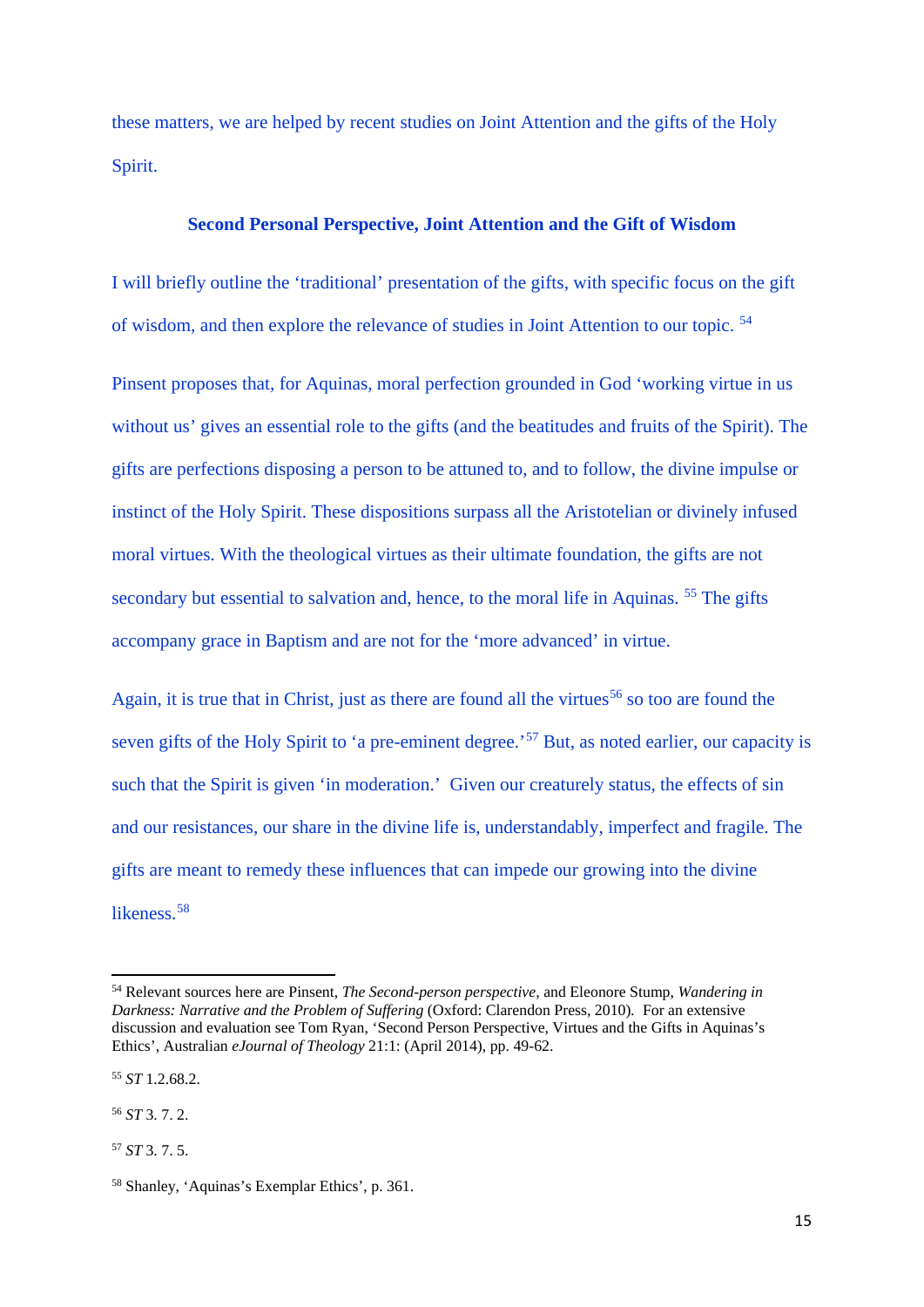these matters, we are helped by recent studies on Joint Attention and the gifts of the Holy Spirit.

### Second Personal Perspective, Joint Attention and the Gift of Wisdom

I will briefly outline the 'traditional' presentation of the gifts, with specific focus on the gift of wisdom, and then explore the relevance of studies in Joint Attention to our topic. [54]

Pinsent proposes that, for Aquinas, moral perfection grounded in God 'working virtue in us without us' gives an essential role to the gifts (and the beatitudes and fruits of the Spirit). The gifts are perfections disposing a person to be attuned to, and to follow, the divine impulse or instinct of the Holy Spirit. These dispositions surpass all the Aristotelian or divinely infused moral virtues. With the theological virtues as their ultimate foundation, the gifts are not secondary but essential to salvation and, hence, to the moral life in Aquinas. [55] The gifts accompany grace in Baptism and are not for the 'more advanced' in virtue.

Again, it is true that in Christ, just as there are found all the virtues[56] so too are found the seven gifts of the Holy Spirit to 'a pre-eminent degree.'[57] But, as noted earlier, our capacity is such that the Spirit is given 'in moderation.' Given our creaturely status, the effects of sin and our resistances, our share in the divine life is, understandably, imperfect and fragile. The gifts are meant to remedy these influences that can impede our growing into the divine likeness.[58]

---

[54] Relevant sources here are Pinsent, *The Second-person perspective,* and Eleonore Stump, *Wandering in Darkness: Narrative and the Problem of Suffering* (Oxford: Clarendon Press, 2010). For an extensive discussion and evaluation see Tom Ryan, 'Second Person Perspective, Virtues and the Gifts in Aquinas's Ethics', Australian *eJournal of Theology* 21:1: (April 2014), pp. 49-62.

[55] *ST* 1.2.68.2.

[56] *ST* 3. 7. 2.

[57] *ST* 3. 7. 5.

[58] Shanley, 'Aquinas's Exemplar Ethics', p. 361.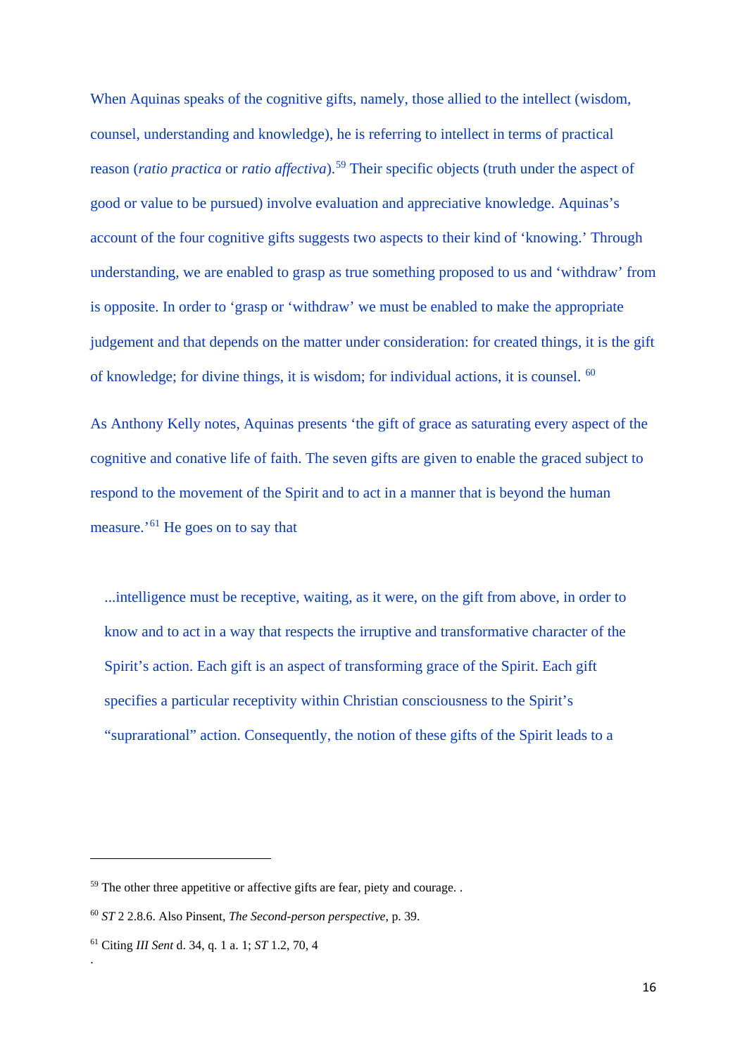When Aquinas speaks of the cognitive gifts, namely, those allied to the intellect (wisdom, counsel, understanding and knowledge), he is referring to intellect in terms of practical reason (*ratio practica* or *ratio affectiva*).[59] Their specific objects (truth under the aspect of good or value to be pursued) involve evaluation and appreciative knowledge. Aquinas's account of the four cognitive gifts suggests two aspects to their kind of 'knowing.' Through understanding, we are enabled to grasp as true something proposed to us and 'withdraw' from is opposite. In order to 'grasp or 'withdraw' we must be enabled to make the appropriate judgement and that depends on the matter under consideration: for created things, it is the gift of knowledge; for divine things, it is wisdom; for individual actions, it is counsel. [60]

As Anthony Kelly notes, Aquinas presents 'the gift of grace as saturating every aspect of the cognitive and conative life of faith. The seven gifts are given to enable the graced subject to respond to the movement of the Spirit and to act in a manner that is beyond the human measure.'[61] He goes on to say that

> ...intelligence must be receptive, waiting, as it were, on the gift from above, in order to know and to act in a way that respects the irruptive and transformative character of the Spirit's action. Each gift is an aspect of transforming grace of the Spirit. Each gift specifies a particular receptivity within Christian consciousness to the Spirit's "suprarational" action. Consequently, the notion of these gifts of the Spirit leads to a

---

[59] The other three appetitive or affective gifts are fear, piety and courage. .

[60] *ST* 2 2.8.6. Also Pinsent, *The Second-person perspective*, p. 39.

[61] Citing *III Sent* d. 34, q. 1 a. 1; *ST* 1.2, 70, 4

.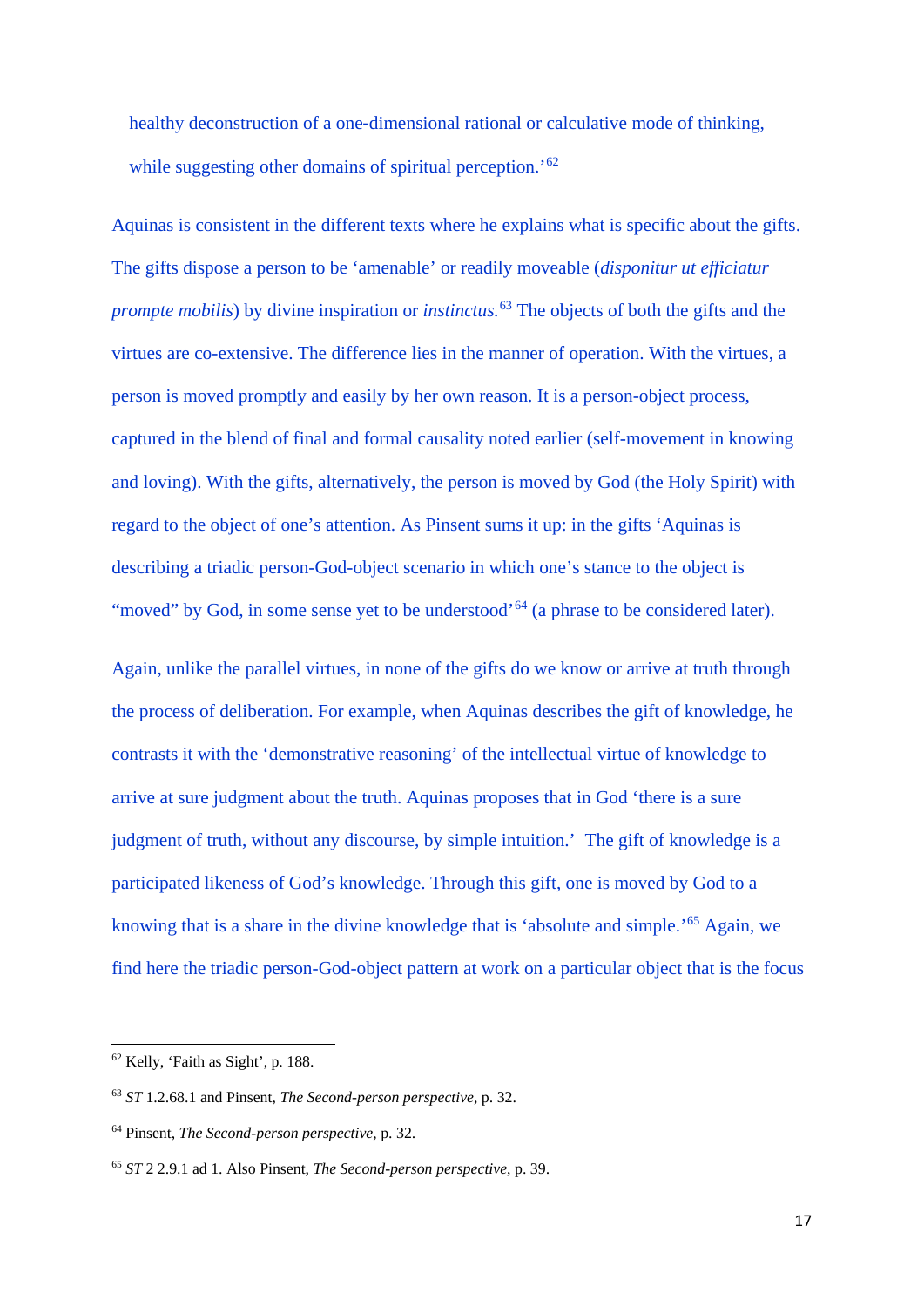healthy deconstruction of a one-dimensional rational or calculative mode of thinking, while suggesting other domains of spiritual perception.'[62]

Aquinas is consistent in the different texts where he explains what is specific about the gifts. The gifts dispose a person to be 'amenable' or readily moveable (*disponitur ut efficiatur prompte mobilis*) by divine inspiration or *instinctus.*[63] The objects of both the gifts and the virtues are co-extensive. The difference lies in the manner of operation. With the virtues, a person is moved promptly and easily by her own reason. It is a person-object process, captured in the blend of final and formal causality noted earlier (self-movement in knowing and loving). With the gifts, alternatively, the person is moved by God (the Holy Spirit) with regard to the object of one's attention. As Pinsent sums it up: in the gifts 'Aquinas is describing a triadic person-God-object scenario in which one's stance to the object is "moved" by God, in some sense yet to be understood'[64] (a phrase to be considered later).

Again, unlike the parallel virtues, in none of the gifts do we know or arrive at truth through the process of deliberation. For example, when Aquinas describes the gift of knowledge, he contrasts it with the 'demonstrative reasoning' of the intellectual virtue of knowledge to arrive at sure judgment about the truth. Aquinas proposes that in God 'there is a sure judgment of truth, without any discourse, by simple intuition.' The gift of knowledge is a participated likeness of God's knowledge. Through this gift, one is moved by God to a knowing that is a share in the divine knowledge that is 'absolute and simple.'[65] Again, we find here the triadic person-God-object pattern at work on a particular object that is the focus

---

[62] Kelly, 'Faith as Sight', p. 188.

[63] *ST* 1.2.68.1 and Pinsent, *The Second-person perspective*, p. 32.

[64] Pinsent, *The Second-person perspective*, p. 32.

[65] *ST* 2 2.9.1 ad 1. Also Pinsent, *The Second-person perspective*, p. 39.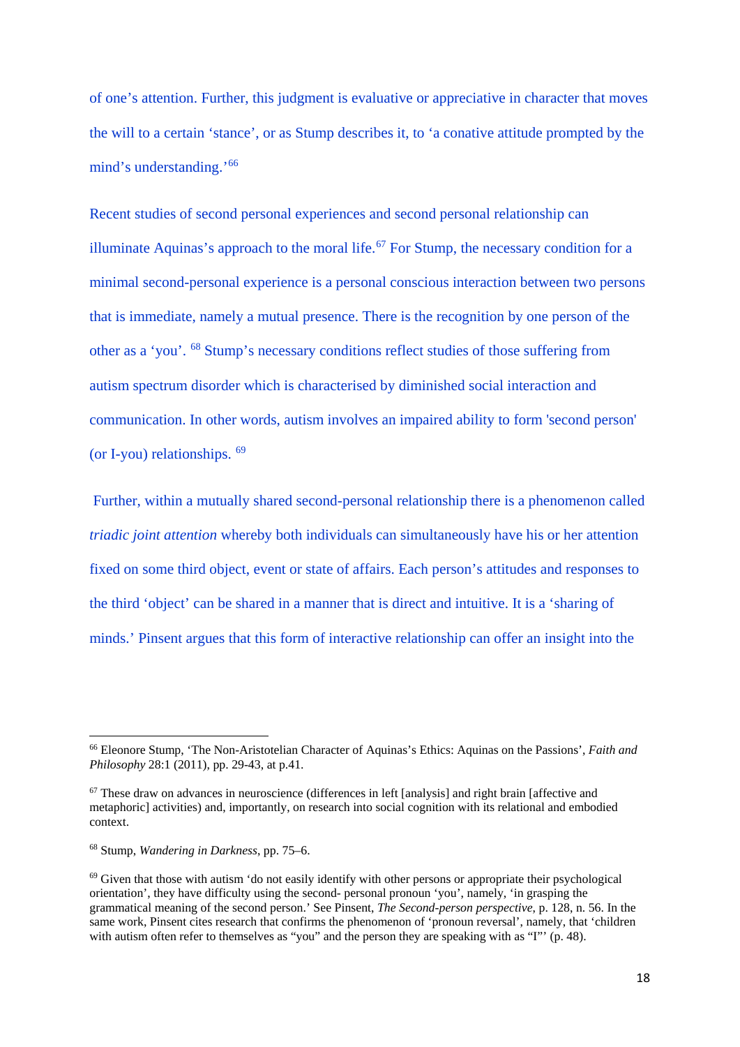of one's attention. Further, this judgment is evaluative or appreciative in character that moves the will to a certain 'stance', or as Stump describes it, to 'a conative attitude prompted by the mind's understanding.'[66]

Recent studies of second personal experiences and second personal relationship can illuminate Aquinas's approach to the moral life.[67] For Stump, the necessary condition for a minimal second-personal experience is a personal conscious interaction between two persons that is immediate, namely a mutual presence. There is the recognition by one person of the other as a 'you'. [68] Stump's necessary conditions reflect studies of those suffering from autism spectrum disorder which is characterised by diminished social interaction and communication. In other words, autism involves an impaired ability to form 'second person' (or I-you) relationships. [69]

Further, within a mutually shared second-personal relationship there is a phenomenon called *triadic joint attention* whereby both individuals can simultaneously have his or her attention fixed on some third object, event or state of affairs. Each person's attitudes and responses to the third 'object' can be shared in a manner that is direct and intuitive. It is a 'sharing of minds.' Pinsent argues that this form of interactive relationship can offer an insight into the

---

[66] Eleonore Stump, 'The Non-Aristotelian Character of Aquinas's Ethics: Aquinas on the Passions', *Faith and Philosophy* 28:1 (2011), pp. 29-43, at p.41.

[67] These draw on advances in neuroscience (differences in left [analysis] and right brain [affective and metaphoric] activities) and, importantly, on research into social cognition with its relational and embodied context.

[68] Stump, *Wandering in Darkness*, pp. 75–6.

[69] Given that those with autism 'do not easily identify with other persons or appropriate their psychological orientation', they have difficulty using the second- personal pronoun 'you', namely, 'in grasping the grammatical meaning of the second person.' See Pinsent, *The Second-person perspective*, p. 128, n. 56. In the same work, Pinsent cites research that confirms the phenomenon of 'pronoun reversal', namely, that 'children with autism often refer to themselves as "you" and the person they are speaking with as "I"' (p. 48).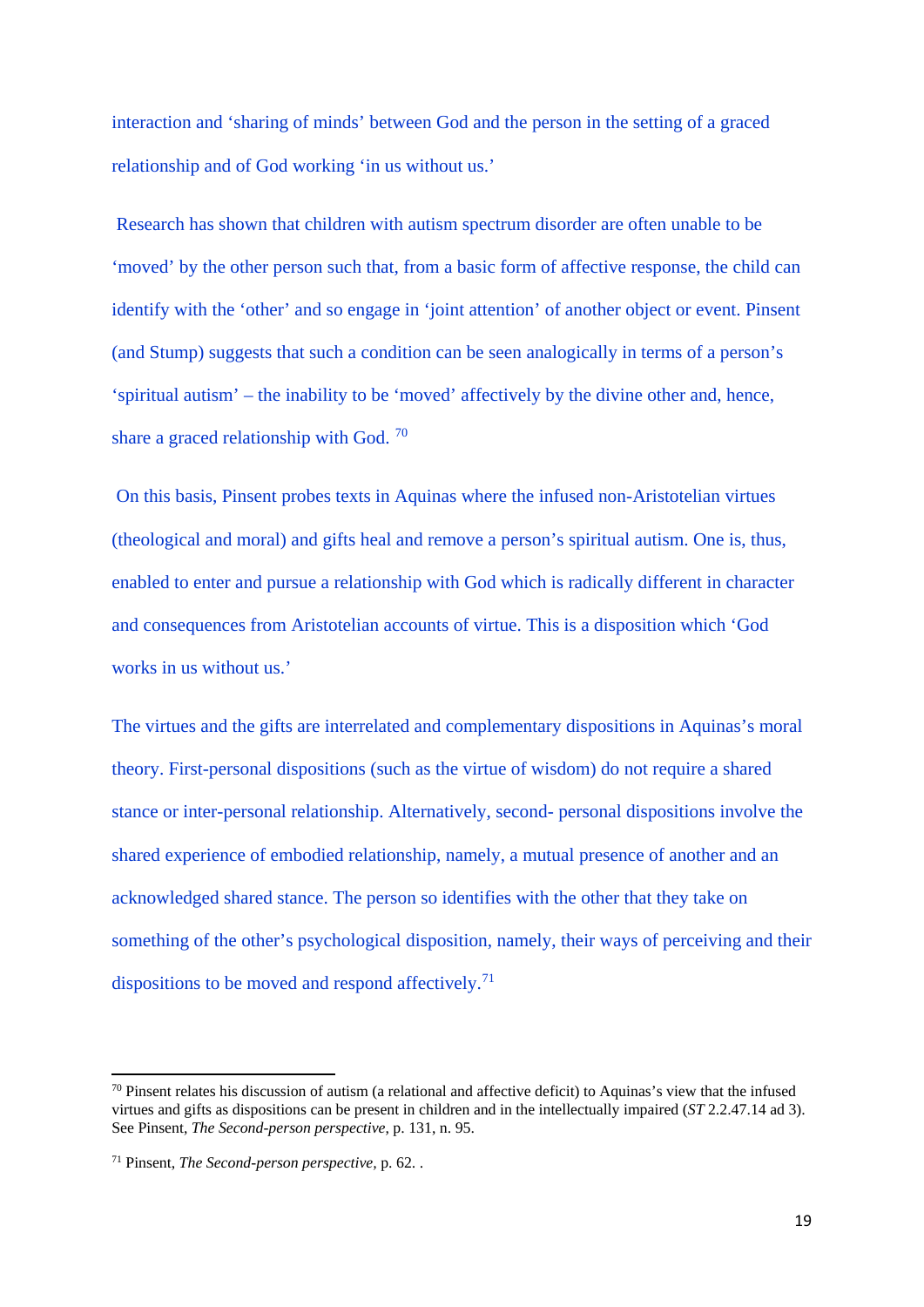interaction and ‘sharing of minds’ between God and the person in the setting of a graced relationship and of God working ‘in us without us.’

Research has shown that children with autism spectrum disorder are often unable to be ‘moved’ by the other person such that, from a basic form of affective response, the child can identify with the ‘other’ and so engage in ‘joint attention’ of another object or event. Pinsent (and Stump) suggests that such a condition can be seen analogically in terms of a person’s ‘spiritual autism’ – the inability to be ‘moved’ affectively by the divine other and, hence, share a graced relationship with God. [70]

On this basis, Pinsent probes texts in Aquinas where the infused non-Aristotelian virtues (theological and moral) and gifts heal and remove a person’s spiritual autism. One is, thus, enabled to enter and pursue a relationship with God which is radically different in character and consequences from Aristotelian accounts of virtue. This is a disposition which ‘God works in us without us.’

The virtues and the gifts are interrelated and complementary dispositions in Aquinas’s moral theory. First-personal dispositions (such as the virtue of wisdom) do not require a shared stance or inter-personal relationship. Alternatively, second- personal dispositions involve the shared experience of embodied relationship, namely, a mutual presence of another and an acknowledged shared stance. The person so identifies with the other that they take on something of the other’s psychological disposition, namely, their ways of perceiving and their dispositions to be moved and respond affectively.[71]

---

[70] Pinsent relates his discussion of autism (a relational and affective deficit) to Aquinas’s view that the infused virtues and gifts as dispositions can be present in children and in the intellectually impaired (*ST* 2.2.47.14 ad 3). See Pinsent, *The Second-person perspective*, p. 131, n. 95.

[71] Pinsent, *The Second-person perspective*, p. 62. .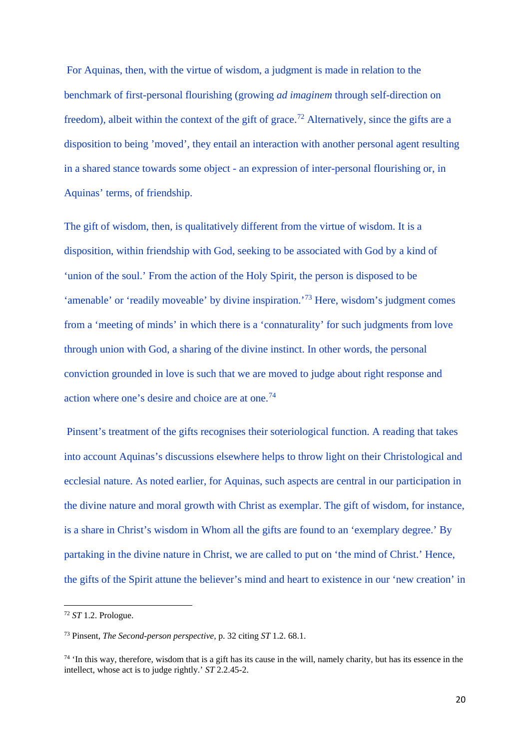For Aquinas, then, with the virtue of wisdom, a judgment is made in relation to the benchmark of first-personal flourishing (growing *ad imaginem* through self-direction on freedom), albeit within the context of the gift of grace.[72] Alternatively, since the gifts are a disposition to being 'moved', they entail an interaction with another personal agent resulting in a shared stance towards some object - an expression of inter-personal flourishing or, in Aquinas' terms, of friendship.

The gift of wisdom, then, is qualitatively different from the virtue of wisdom. It is a disposition, within friendship with God, seeking to be associated with God by a kind of 'union of the soul.' From the action of the Holy Spirit, the person is disposed to be 'amenable' or 'readily moveable' by divine inspiration.'[73] Here, wisdom's judgment comes from a 'meeting of minds' in which there is a 'connaturality' for such judgments from love through union with God, a sharing of the divine instinct. In other words, the personal conviction grounded in love is such that we are moved to judge about right response and action where one's desire and choice are at one.[74]

Pinsent's treatment of the gifts recognises their soteriological function. A reading that takes into account Aquinas's discussions elsewhere helps to throw light on their Christological and ecclesial nature. As noted earlier, for Aquinas, such aspects are central in our participation in the divine nature and moral growth with Christ as exemplar. The gift of wisdom, for instance, is a share in Christ's wisdom in Whom all the gifts are found to an 'exemplary degree.' By partaking in the divine nature in Christ, we are called to put on 'the mind of Christ.' Hence, the gifts of the Spirit attune the believer's mind and heart to existence in our 'new creation' in

---

[72] *ST* 1.2. Prologue.

[73] Pinsent, *The Second-person perspective,* p. 32 citing *ST* 1.2. 68.1.

[74] 'In this way, therefore, wisdom that is a gift has its cause in the will, namely charity, but has its essence in the intellect, whose act is to judge rightly.' *ST* 2.2.45-2.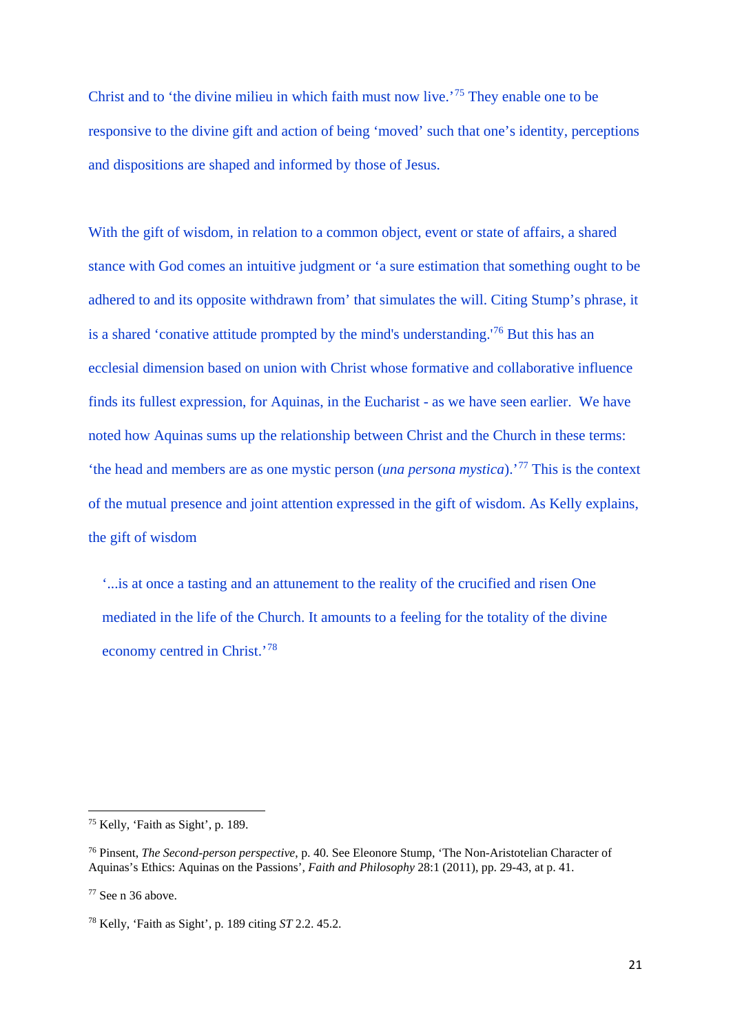Christ and to 'the divine milieu in which faith must now live.'[75] They enable one to be responsive to the divine gift and action of being 'moved' such that one's identity, perceptions and dispositions are shaped and informed by those of Jesus.

With the gift of wisdom, in relation to a common object, event or state of affairs, a shared stance with God comes an intuitive judgment or 'a sure estimation that something ought to be adhered to and its opposite withdrawn from' that simulates the will. Citing Stump's phrase, it is a shared 'conative attitude prompted by the mind's understanding.'[76] But this has an ecclesial dimension based on union with Christ whose formative and collaborative influence finds its fullest expression, for Aquinas, in the Eucharist - as we have seen earlier. We have noted how Aquinas sums up the relationship between Christ and the Church in these terms: 'the head and members are as one mystic person (*una persona mystica*).'[77] This is the context of the mutual presence and joint attention expressed in the gift of wisdom. As Kelly explains, the gift of wisdom

> '...is at once a tasting and an attunement to the reality of the crucified and risen One mediated in the life of the Church. It amounts to a feeling for the totality of the divine economy centred in Christ.'[78]

---

[75] Kelly, 'Faith as Sight', p. 189.

[76] Pinsent, *The Second-person perspective*, p. 40. See Eleonore Stump, 'The Non-Aristotelian Character of Aquinas's Ethics: Aquinas on the Passions', *Faith and Philosophy* 28:1 (2011), pp. 29-43, at p. 41.

[77] See n 36 above.

[78] Kelly, 'Faith as Sight', p. 189 citing *ST* 2.2. 45.2.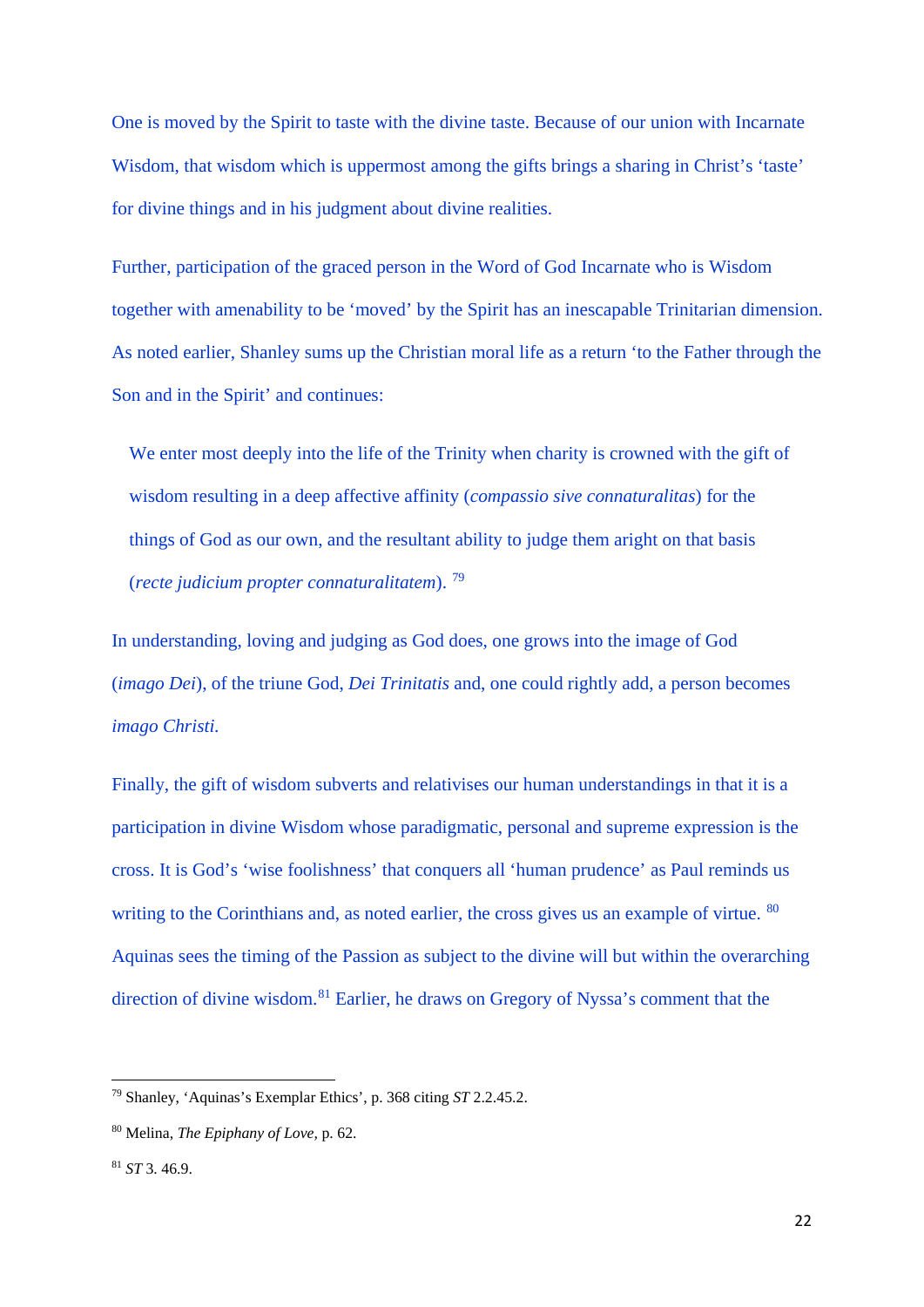One is moved by the Spirit to taste with the divine taste. Because of our union with Incarnate Wisdom, that wisdom which is uppermost among the gifts brings a sharing in Christ's 'taste' for divine things and in his judgment about divine realities.

Further, participation of the graced person in the Word of God Incarnate who is Wisdom together with amenability to be 'moved' by the Spirit has an inescapable Trinitarian dimension. As noted earlier, Shanley sums up the Christian moral life as a return 'to the Father through the Son and in the Spirit' and continues:

> We enter most deeply into the life of the Trinity when charity is crowned with the gift of wisdom resulting in a deep affective affinity (*compassio sive connaturalitas*) for the things of God as our own, and the resultant ability to judge them aright on that basis (*recte judicium propter connaturalitatem*). [79]

In understanding, loving and judging as God does, one grows into the image of God (*imago Dei*), of the triune God, *Dei Trinitatis* and, one could rightly add, a person becomes *imago Christi.*

Finally, the gift of wisdom subverts and relativises our human understandings in that it is a participation in divine Wisdom whose paradigmatic, personal and supreme expression is the cross. It is God's 'wise foolishness' that conquers all 'human prudence' as Paul reminds us writing to the Corinthians and, as noted earlier, the cross gives us an example of virtue. [80] Aquinas sees the timing of the Passion as subject to the divine will but within the overarching direction of divine wisdom.[81] Earlier, he draws on Gregory of Nyssa's comment that the

---

[79] Shanley, 'Aquinas's Exemplar Ethics', p. 368 citing *ST* 2.2.45.2.

[80] Melina, *The Epiphany of Love*, p. 62.

[81] *ST* 3. 46.9.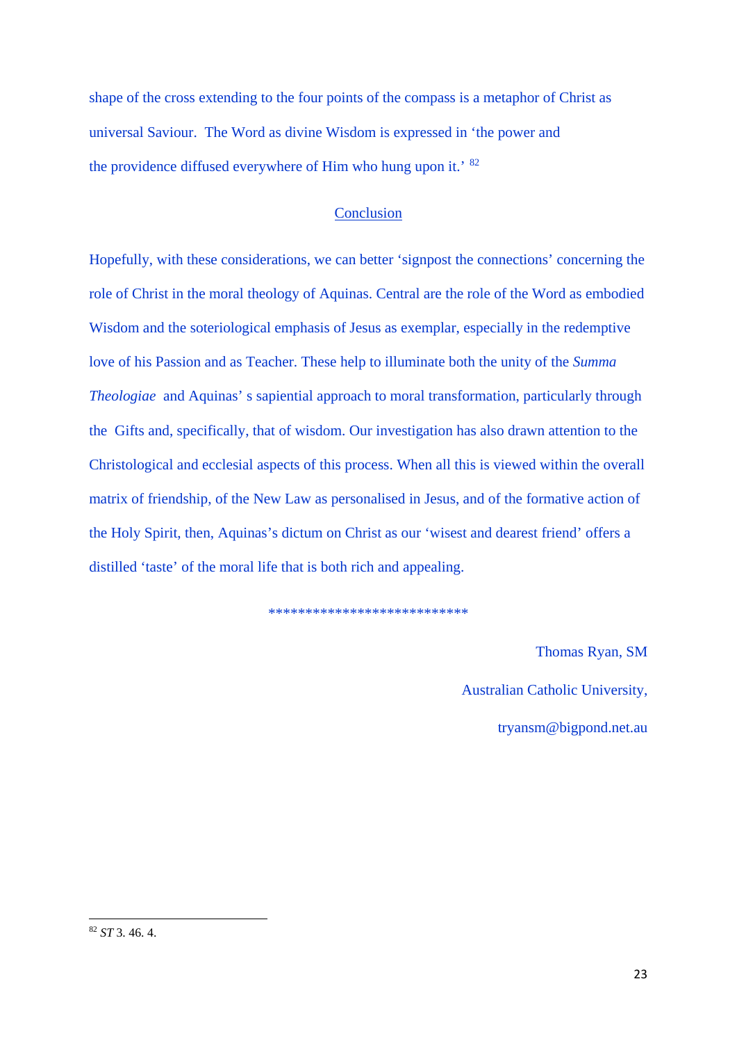shape of the cross extending to the four points of the compass is a metaphor of Christ as universal Saviour. The Word as divine Wisdom is expressed in 'the power and the providence diffused everywhere of Him who hung upon it.' [82]

## Conclusion

Hopefully, with these considerations, we can better 'signpost the connections' concerning the role of Christ in the moral theology of Aquinas. Central are the role of the Word as embodied Wisdom and the soteriological emphasis of Jesus as exemplar, especially in the redemptive love of his Passion and as Teacher. These help to illuminate both the unity of the *Summa Theologiae* and Aquinas' s sapiential approach to moral transformation, particularly through the Gifts and, specifically, that of wisdom. Our investigation has also drawn attention to the Christological and ecclesial aspects of this process. When all this is viewed within the overall matrix of friendship, of the New Law as personalised in Jesus, and of the formative action of the Holy Spirit, then, Aquinas's dictum on Christ as our 'wisest and dearest friend' offers a distilled 'taste' of the moral life that is both rich and appealing.

***************************

Thomas Ryan, SM

Australian Catholic University,

tryansm@bigpond.net.au

---

[82] *ST* 3. 46. 4.